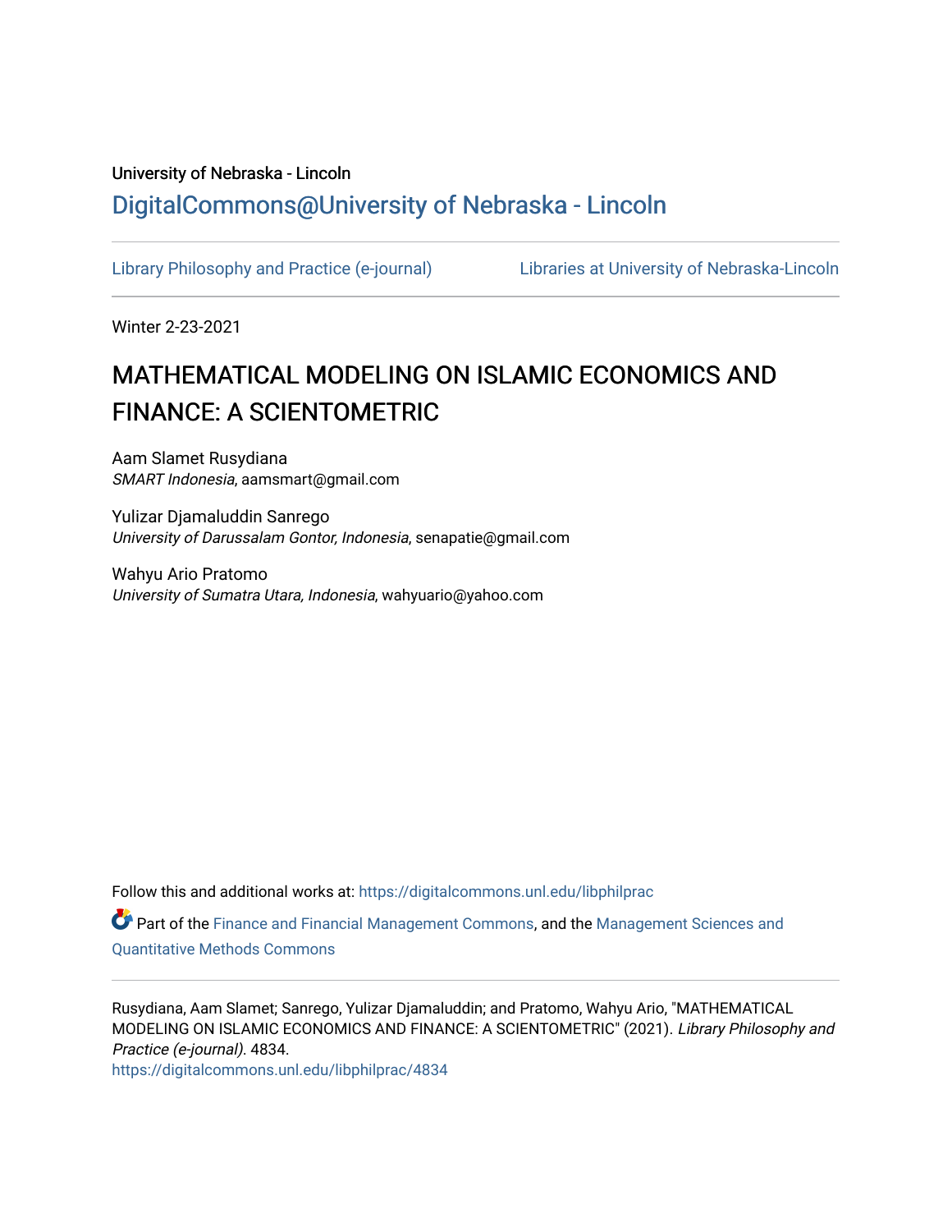University of Nebraska - Lincoln

DigitalCommons@University of Nebraska - Lincoln

Library Philosophy and Practice (e-journal)    Libraries at University of Nebraska-Lincoln

Winter 2-23-2021

# MATHEMATICAL MODELING ON ISLAMIC ECONOMICS AND FINANCE: A SCIENTOMETRIC

Aam Slamet Rusydiana
*SMART Indonesia*, aamsmart@gmail.com

Yulizar Djamaluddin Sanrego
*University of Darussalam Gontor, Indonesia*, senapatie@gmail.com

Wahyu Ario Pratomo
*University of Sumatra Utara, Indonesia*, wahyuario@yahoo.com

Follow this and additional works at: https://digitalcommons.unl.edu/libphilprac

Part of the Finance and Financial Management Commons, and the Management Sciences and Quantitative Methods Commons

Rusydiana, Aam Slamet; Sanrego, Yulizar Djamaluddin; and Pratomo, Wahyu Ario, "MATHEMATICAL MODELING ON ISLAMIC ECONOMICS AND FINANCE: A SCIENTOMETRIC" (2021). *Library Philosophy and Practice (e-journal)*. 4834.
https://digitalcommons.unl.edu/libphilprac/4834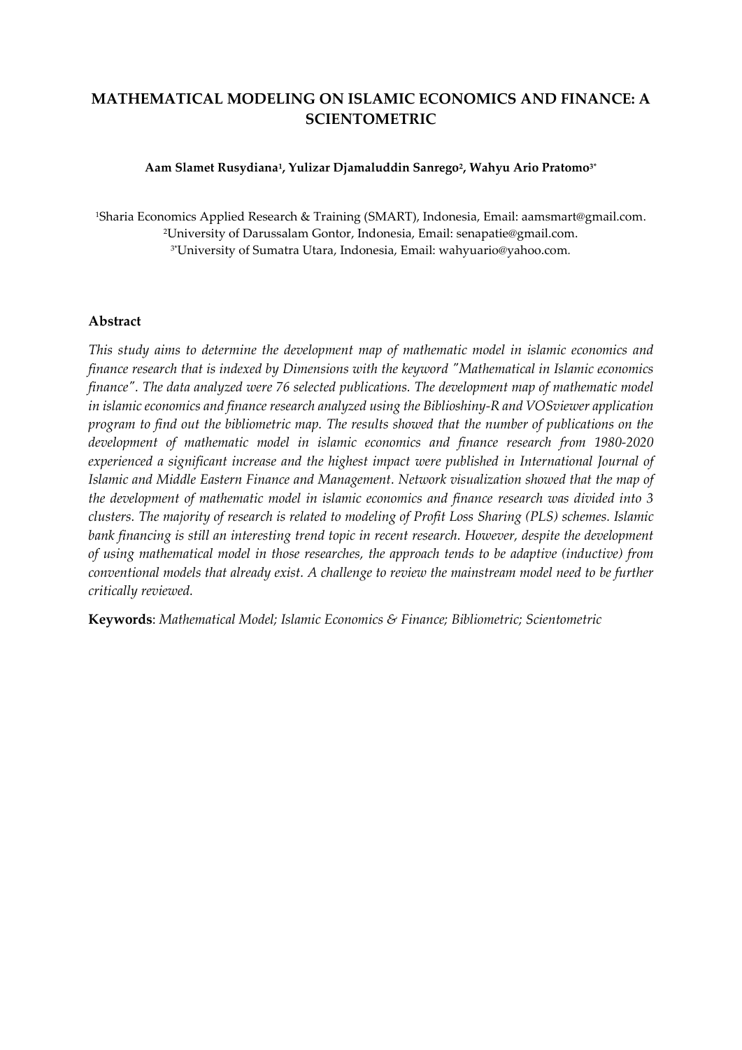# MATHEMATICAL MODELING ON ISLAMIC ECONOMICS AND FINANCE: A SCIENTOMETRIC

**Aam Slamet Rusydiana[1], Yulizar Djamaluddin Sanrego[2], Wahyu Ario Pratomo[3*]**

[1]Sharia Economics Applied Research & Training (SMART), Indonesia, Email: aamsmart@gmail.com.
[2]University of Darussalam Gontor, Indonesia, Email: senapatie@gmail.com.
[3*]University of Sumatra Utara, Indonesia, Email: wahyuario@yahoo.com.

## Abstract

*This study aims to determine the development map of mathematic model in islamic economics and finance research that is indexed by Dimensions with the keyword "Mathematical in Islamic economics finance". The data analyzed were 76 selected publications. The development map of mathematic model in islamic economics and finance research analyzed using the Biblioshiny-R and VOSviewer application program to find out the bibliometric map. The results showed that the number of publications on the development of mathematic model in islamic economics and finance research from 1980-2020 experienced a significant increase and the highest impact were published in International Journal of Islamic and Middle Eastern Finance and Management. Network visualization showed that the map of the development of mathematic model in islamic economics and finance research was divided into 3 clusters. The majority of research is related to modeling of Profit Loss Sharing (PLS) schemes. Islamic bank financing is still an interesting trend topic in recent research. However, despite the development of using mathematical model in those researches, the approach tends to be adaptive (inductive) from conventional models that already exist. A challenge to review the mainstream model need to be further critically reviewed.*

**Keywords**: *Mathematical Model; Islamic Economics & Finance; Bibliometric; Scientometric*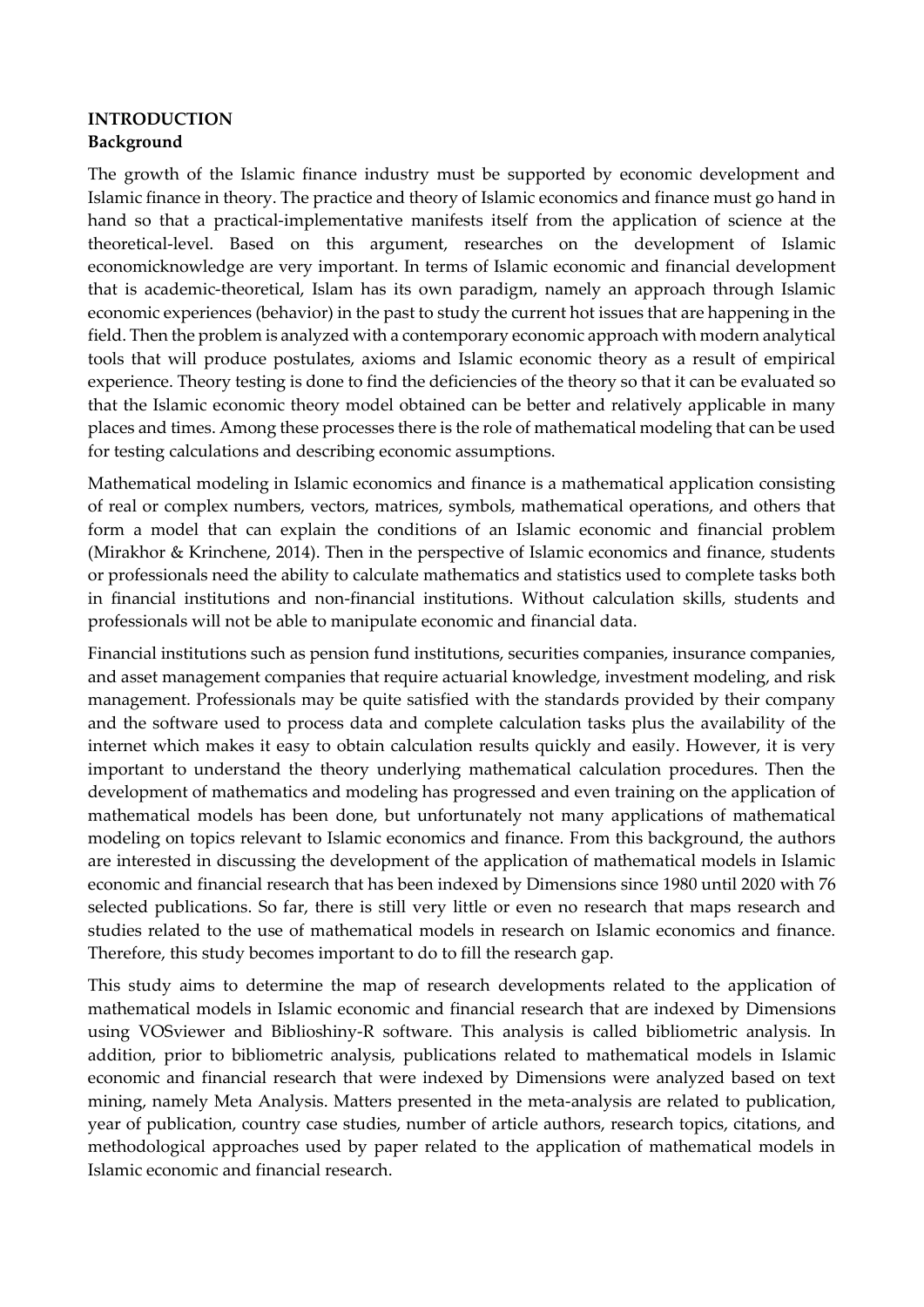# INTRODUCTION

## Background

The growth of the Islamic finance industry must be supported by economic development and Islamic finance in theory. The practice and theory of Islamic economics and finance must go hand in hand so that a practical-implementative manifests itself from the application of science at the theoretical-level. Based on this argument, researches on the development of Islamic economicknowledge are very important. In terms of Islamic economic and financial development that is academic-theoretical, Islam has its own paradigm, namely an approach through Islamic economic experiences (behavior) in the past to study the current hot issues that are happening in the field. Then the problem is analyzed with a contemporary economic approach with modern analytical tools that will produce postulates, axioms and Islamic economic theory as a result of empirical experience. Theory testing is done to find the deficiencies of the theory so that it can be evaluated so that the Islamic economic theory model obtained can be better and relatively applicable in many places and times. Among these processes there is the role of mathematical modeling that can be used for testing calculations and describing economic assumptions.

Mathematical modeling in Islamic economics and finance is a mathematical application consisting of real or complex numbers, vectors, matrices, symbols, mathematical operations, and others that form a model that can explain the conditions of an Islamic economic and financial problem (Mirakhor & Krinchene, 2014). Then in the perspective of Islamic economics and finance, students or professionals need the ability to calculate mathematics and statistics used to complete tasks both in financial institutions and non-financial institutions. Without calculation skills, students and professionals will not be able to manipulate economic and financial data.

Financial institutions such as pension fund institutions, securities companies, insurance companies, and asset management companies that require actuarial knowledge, investment modeling, and risk management. Professionals may be quite satisfied with the standards provided by their company and the software used to process data and complete calculation tasks plus the availability of the internet which makes it easy to obtain calculation results quickly and easily. However, it is very important to understand the theory underlying mathematical calculation procedures. Then the development of mathematics and modeling has progressed and even training on the application of mathematical models has been done, but unfortunately not many applications of mathematical modeling on topics relevant to Islamic economics and finance. From this background, the authors are interested in discussing the development of the application of mathematical models in Islamic economic and financial research that has been indexed by Dimensions since 1980 until 2020 with 76 selected publications. So far, there is still very little or even no research that maps research and studies related to the use of mathematical models in research on Islamic economics and finance. Therefore, this study becomes important to do to fill the research gap.

This study aims to determine the map of research developments related to the application of mathematical models in Islamic economic and financial research that are indexed by Dimensions using VOSviewer and Biblioshiny-R software. This analysis is called bibliometric analysis. In addition, prior to bibliometric analysis, publications related to mathematical models in Islamic economic and financial research that were indexed by Dimensions were analyzed based on text mining, namely Meta Analysis. Matters presented in the meta-analysis are related to publication, year of publication, country case studies, number of article authors, research topics, citations, and methodological approaches used by paper related to the application of mathematical models in Islamic economic and financial research.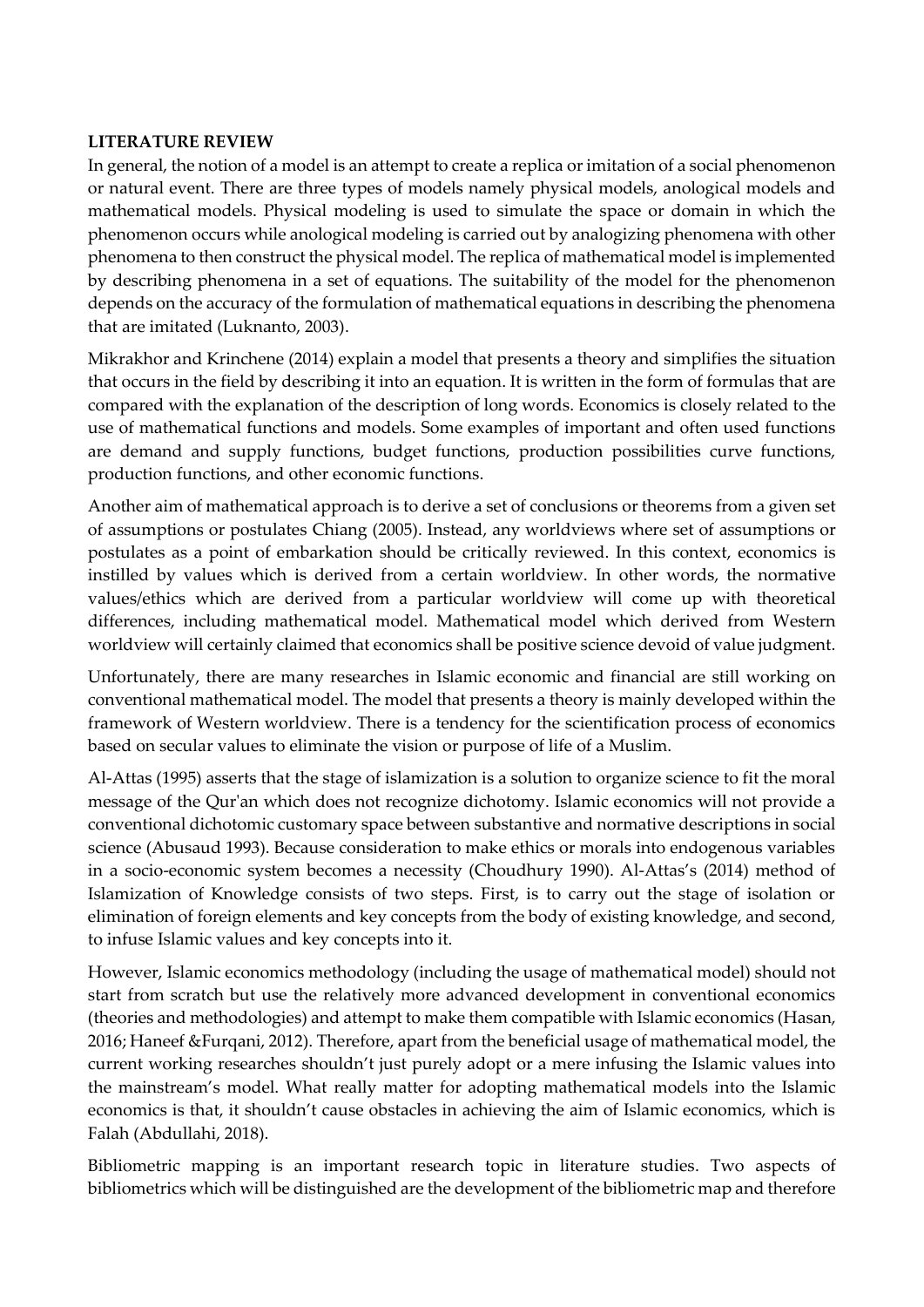**LITERATURE REVIEW**

In general, the notion of a model is an attempt to create a replica or imitation of a social phenomenon or natural event. There are three types of models namely physical models, anological models and mathematical models. Physical modeling is used to simulate the space or domain in which the phenomenon occurs while anological modeling is carried out by analogizing phenomena with other phenomena to then construct the physical model. The replica of mathematical model is implemented by describing phenomena in a set of equations. The suitability of the model for the phenomenon depends on the accuracy of the formulation of mathematical equations in describing the phenomena that are imitated (Luknanto, 2003).

Mikrakhor and Krinchene (2014) explain a model that presents a theory and simplifies the situation that occurs in the field by describing it into an equation. It is written in the form of formulas that are compared with the explanation of the description of long words. Economics is closely related to the use of mathematical functions and models. Some examples of important and often used functions are demand and supply functions, budget functions, production possibilities curve functions, production functions, and other economic functions.

Another aim of mathematical approach is to derive a set of conclusions or theorems from a given set of assumptions or postulates Chiang (2005). Instead, any worldviews where set of assumptions or postulates as a point of embarkation should be critically reviewed. In this context, economics is instilled by values which is derived from a certain worldview. In other words, the normative values/ethics which are derived from a particular worldview will come up with theoretical differences, including mathematical model. Mathematical model which derived from Western worldview will certainly claimed that economics shall be positive science devoid of value judgment.

Unfortunately, there are many researches in Islamic economic and financial are still working on conventional mathematical model. The model that presents a theory is mainly developed within the framework of Western worldview. There is a tendency for the scientification process of economics based on secular values to eliminate the vision or purpose of life of a Muslim.

Al-Attas (1995) asserts that the stage of islamization is a solution to organize science to fit the moral message of the Qur'an which does not recognize dichotomy. Islamic economics will not provide a conventional dichotomic customary space between substantive and normative descriptions in social science (Abusaud 1993). Because consideration to make ethics or morals into endogenous variables in a socio-economic system becomes a necessity (Choudhury 1990). Al-Attas's (2014) method of Islamization of Knowledge consists of two steps. First, is to carry out the stage of isolation or elimination of foreign elements and key concepts from the body of existing knowledge, and second, to infuse Islamic values and key concepts into it.

However, Islamic economics methodology (including the usage of mathematical model) should not start from scratch but use the relatively more advanced development in conventional economics (theories and methodologies) and attempt to make them compatible with Islamic economics (Hasan, 2016; Haneef &Furqani, 2012). Therefore, apart from the beneficial usage of mathematical model, the current working researches shouldn't just purely adopt or a mere infusing the Islamic values into the mainstream's model. What really matter for adopting mathematical models into the Islamic economics is that, it shouldn't cause obstacles in achieving the aim of Islamic economics, which is Falah (Abdullahi, 2018).

Bibliometric mapping is an important research topic in literature studies. Two aspects of bibliometrics which will be distinguished are the development of the bibliometric map and therefore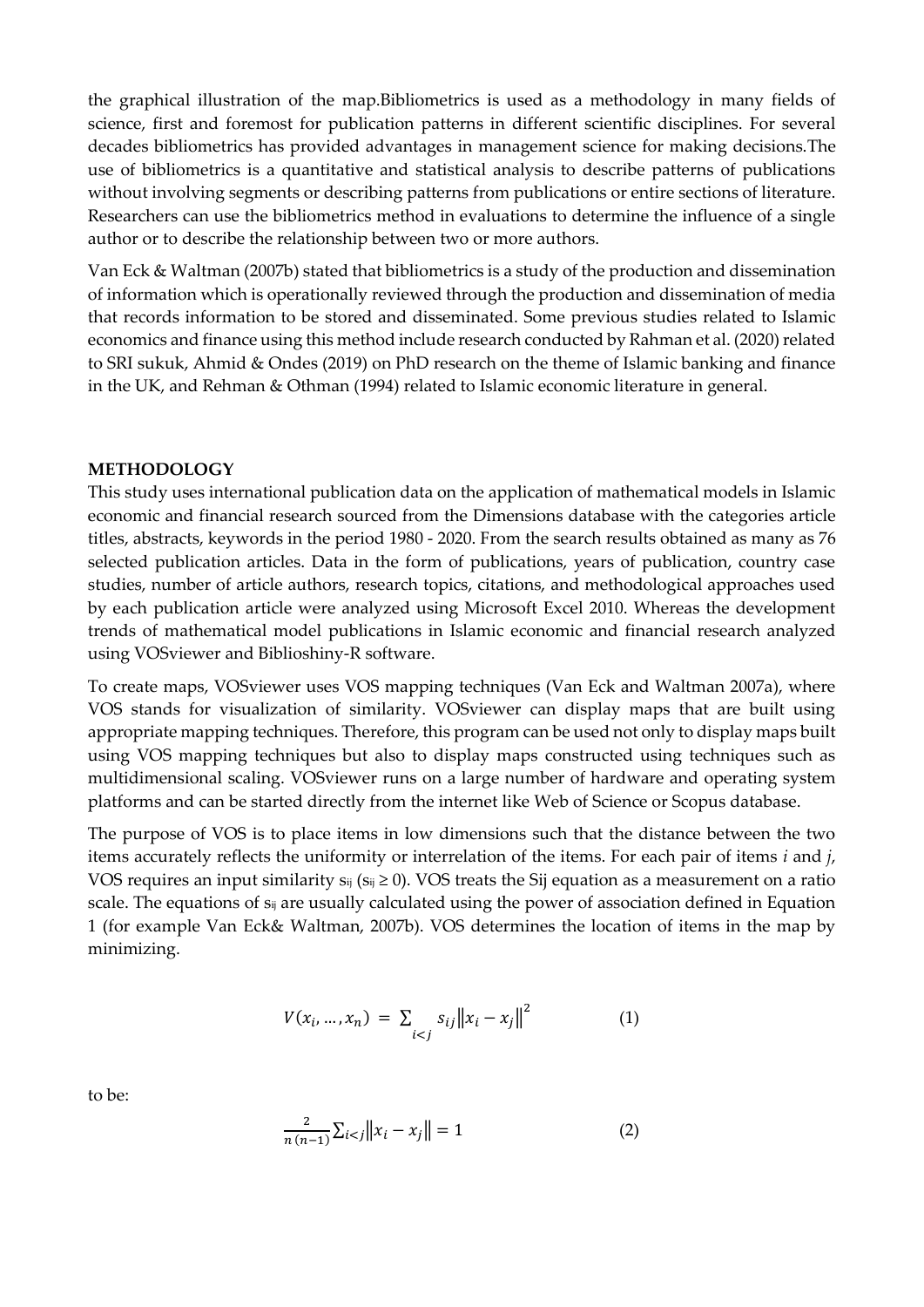the graphical illustration of the map.Bibliometrics is used as a methodology in many fields of science, first and foremost for publication patterns in different scientific disciplines. For several decades bibliometrics has provided advantages in management science for making decisions.The use of bibliometrics is a quantitative and statistical analysis to describe patterns of publications without involving segments or describing patterns from publications or entire sections of literature. Researchers can use the bibliometrics method in evaluations to determine the influence of a single author or to describe the relationship between two or more authors.

Van Eck & Waltman (2007b) stated that bibliometrics is a study of the production and dissemination of information which is operationally reviewed through the production and dissemination of media that records information to be stored and disseminated. Some previous studies related to Islamic economics and finance using this method include research conducted by Rahman et al. (2020) related to SRI sukuk, Ahmid & Ondes (2019) on PhD research on the theme of Islamic banking and finance in the UK, and Rehman & Othman (1994) related to Islamic economic literature in general.

## METHODOLOGY

This study uses international publication data on the application of mathematical models in Islamic economic and financial research sourced from the Dimensions database with the categories article titles, abstracts, keywords in the period 1980 - 2020. From the search results obtained as many as 76 selected publication articles. Data in the form of publications, years of publication, country case studies, number of article authors, research topics, citations, and methodological approaches used by each publication article were analyzed using Microsoft Excel 2010. Whereas the development trends of mathematical model publications in Islamic economic and financial research analyzed using VOSviewer and Biblioshiny-R software.

To create maps, VOSviewer uses VOS mapping techniques (Van Eck and Waltman 2007a), where VOS stands for visualization of similarity. VOSviewer can display maps that are built using appropriate mapping techniques. Therefore, this program can be used not only to display maps built using VOS mapping techniques but also to display maps constructed using techniques such as multidimensional scaling. VOSviewer runs on a large number of hardware and operating system platforms and can be started directly from the internet like Web of Science or Scopus database.

The purpose of VOS is to place items in low dimensions such that the distance between the two items accurately reflects the uniformity or interrelation of the items. For each pair of items *i* and *j*, VOS requires an input similarity $s_{ij}$ ($s_{ij} \geq 0$). VOS treats the Sij equation as a measurement on a ratio scale. The equations of $s_{ij}$ are usually calculated using the power of association defined in Equation 1 (for example Van Eck& Waltman, 2007b). VOS determines the location of items in the map by minimizing.

$$V(x_i, \ldots, x_n) = \sum_{i<j} s_{ij} \left\| x_i - x_j \right\|^2 \qquad (1)$$

to be:

$$\frac{2}{n\,(n-1)} \sum_{i<j} \left\| x_i - x_j \right\| = 1 \qquad (2)$$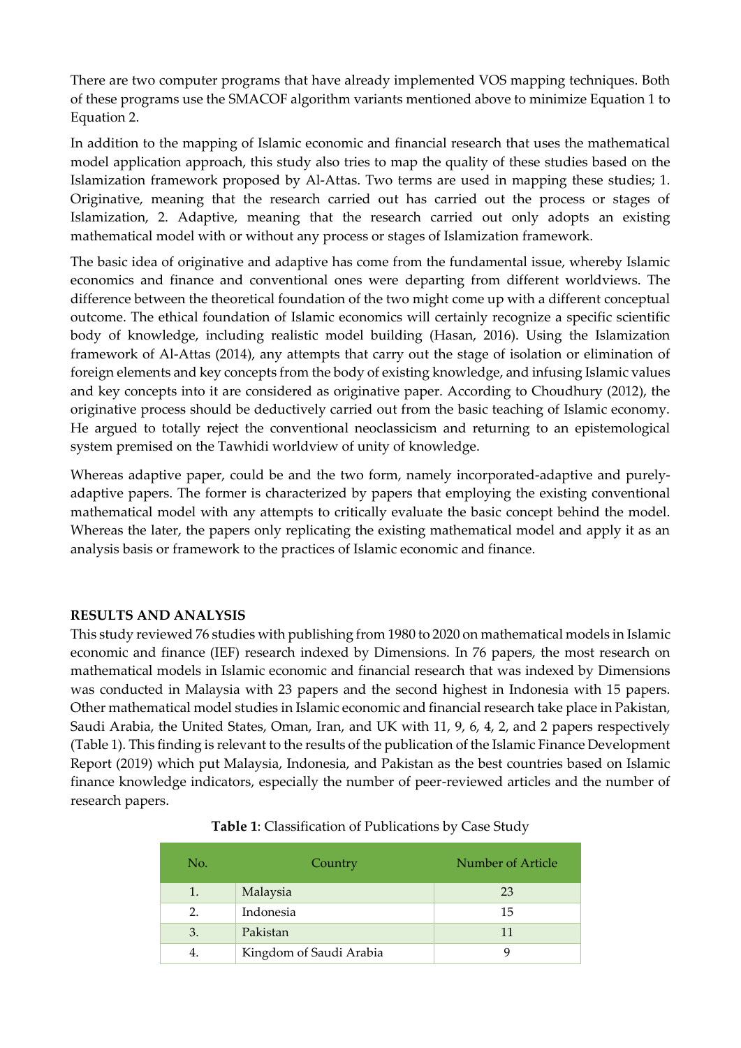There are two computer programs that have already implemented VOS mapping techniques. Both of these programs use the SMACOF algorithm variants mentioned above to minimize Equation 1 to Equation 2.

In addition to the mapping of Islamic economic and financial research that uses the mathematical model application approach, this study also tries to map the quality of these studies based on the Islamization framework proposed by Al-Attas. Two terms are used in mapping these studies; 1. Originative, meaning that the research carried out has carried out the process or stages of Islamization, 2. Adaptive, meaning that the research carried out only adopts an existing mathematical model with or without any process or stages of Islamization framework.

The basic idea of originative and adaptive has come from the fundamental issue, whereby Islamic economics and finance and conventional ones were departing from different worldviews. The difference between the theoretical foundation of the two might come up with a different conceptual outcome. The ethical foundation of Islamic economics will certainly recognize a specific scientific body of knowledge, including realistic model building (Hasan, 2016). Using the Islamization framework of Al-Attas (2014), any attempts that carry out the stage of isolation or elimination of foreign elements and key concepts from the body of existing knowledge, and infusing Islamic values and key concepts into it are considered as originative paper. According to Choudhury (2012), the originative process should be deductively carried out from the basic teaching of Islamic economy. He argued to totally reject the conventional neoclassicism and returning to an epistemological system premised on the Tawhidi worldview of unity of knowledge.

Whereas adaptive paper, could be and the two form, namely incorporated-adaptive and purely-adaptive papers. The former is characterized by papers that employing the existing conventional mathematical model with any attempts to critically evaluate the basic concept behind the model. Whereas the later, the papers only replicating the existing mathematical model and apply it as an analysis basis or framework to the practices of Islamic economic and finance.

## RESULTS AND ANALYSIS

This study reviewed 76 studies with publishing from 1980 to 2020 on mathematical models in Islamic economic and finance (IEF) research indexed by Dimensions. In 76 papers, the most research on mathematical models in Islamic economic and financial research that was indexed by Dimensions was conducted in Malaysia with 23 papers and the second highest in Indonesia with 15 papers. Other mathematical model studies in Islamic economic and financial research take place in Pakistan, Saudi Arabia, the United States, Oman, Iran, and UK with 11, 9, 6, 4, 2, and 2 papers respectively (Table 1). This finding is relevant to the results of the publication of the Islamic Finance Development Report (2019) which put Malaysia, Indonesia, and Pakistan as the best countries based on Islamic finance knowledge indicators, especially the number of peer-reviewed articles and the number of research papers.

**Table 1**: Classification of Publications by Case Study

| No. | Country | Number of Article |
|---|---|---|
| 1. | Malaysia | 23 |
| 2. | Indonesia | 15 |
| 3. | Pakistan | 11 |
| 4. | Kingdom of Saudi Arabia | 9 |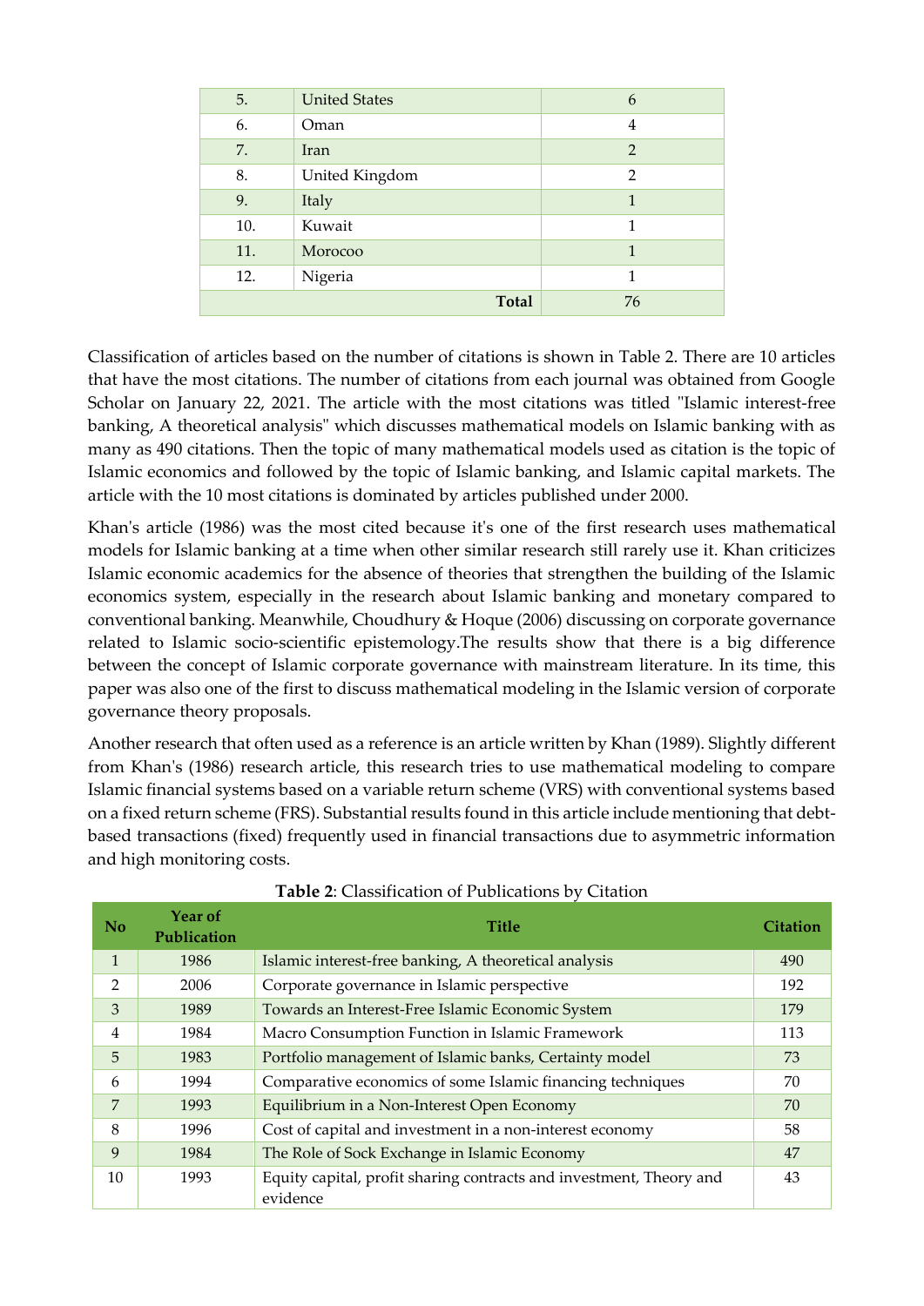| 5. | United States | 6 |
|---|---|---|
| 6. | Oman | 4 |
| 7. | Iran | 2 |
| 8. | United Kingdom | 2 |
| 9. | Italy | 1 |
| 10. | Kuwait | 1 |
| 11. | Morocoo | 1 |
| 12. | Nigeria | 1 |
| | **Total** | 76 |

Classification of articles based on the number of citations is shown in Table 2. There are 10 articles that have the most citations. The number of citations from each journal was obtained from Google Scholar on January 22, 2021. The article with the most citations was titled "Islamic interest-free banking, A theoretical analysis" which discusses mathematical models on Islamic banking with as many as 490 citations. Then the topic of many mathematical models used as citation is the topic of Islamic economics and followed by the topic of Islamic banking, and Islamic capital markets. The article with the 10 most citations is dominated by articles published under 2000.

Khan's article (1986) was the most cited because it's one of the first research uses mathematical models for Islamic banking at a time when other similar research still rarely use it. Khan criticizes Islamic economic academics for the absence of theories that strengthen the building of the Islamic economics system, especially in the research about Islamic banking and monetary compared to conventional banking. Meanwhile, Choudhury & Hoque (2006) discussing on corporate governance related to Islamic socio-scientific epistemology.The results show that there is a big difference between the concept of Islamic corporate governance with mainstream literature. In its time, this paper was also one of the first to discuss mathematical modeling in the Islamic version of corporate governance theory proposals.

Another research that often used as a reference is an article written by Khan (1989). Slightly different from Khan's (1986) research article, this research tries to use mathematical modeling to compare Islamic financial systems based on a variable return scheme (VRS) with conventional systems based on a fixed return scheme (FRS). Substantial results found in this article include mentioning that debt-based transactions (fixed) frequently used in financial transactions due to asymmetric information and high monitoring costs.

**Table 2**: Classification of Publications by Citation

| No | Year of Publication | Title | Citation |
|---|---|---|---|
| 1 | 1986 | Islamic interest-free banking, A theoretical analysis | 490 |
| 2 | 2006 | Corporate governance in Islamic perspective | 192 |
| 3 | 1989 | Towards an Interest-Free Islamic Economic System | 179 |
| 4 | 1984 | Macro Consumption Function in Islamic Framework | 113 |
| 5 | 1983 | Portfolio management of Islamic banks, Certainty model | 73 |
| 6 | 1994 | Comparative economics of some Islamic financing techniques | 70 |
| 7 | 1993 | Equilibrium in a Non-Interest Open Economy | 70 |
| 8 | 1996 | Cost of capital and investment in a non-interest economy | 58 |
| 9 | 1984 | The Role of Sock Exchange in Islamic Economy | 47 |
| 10 | 1993 | Equity capital, profit sharing contracts and investment, Theory and evidence | 43 |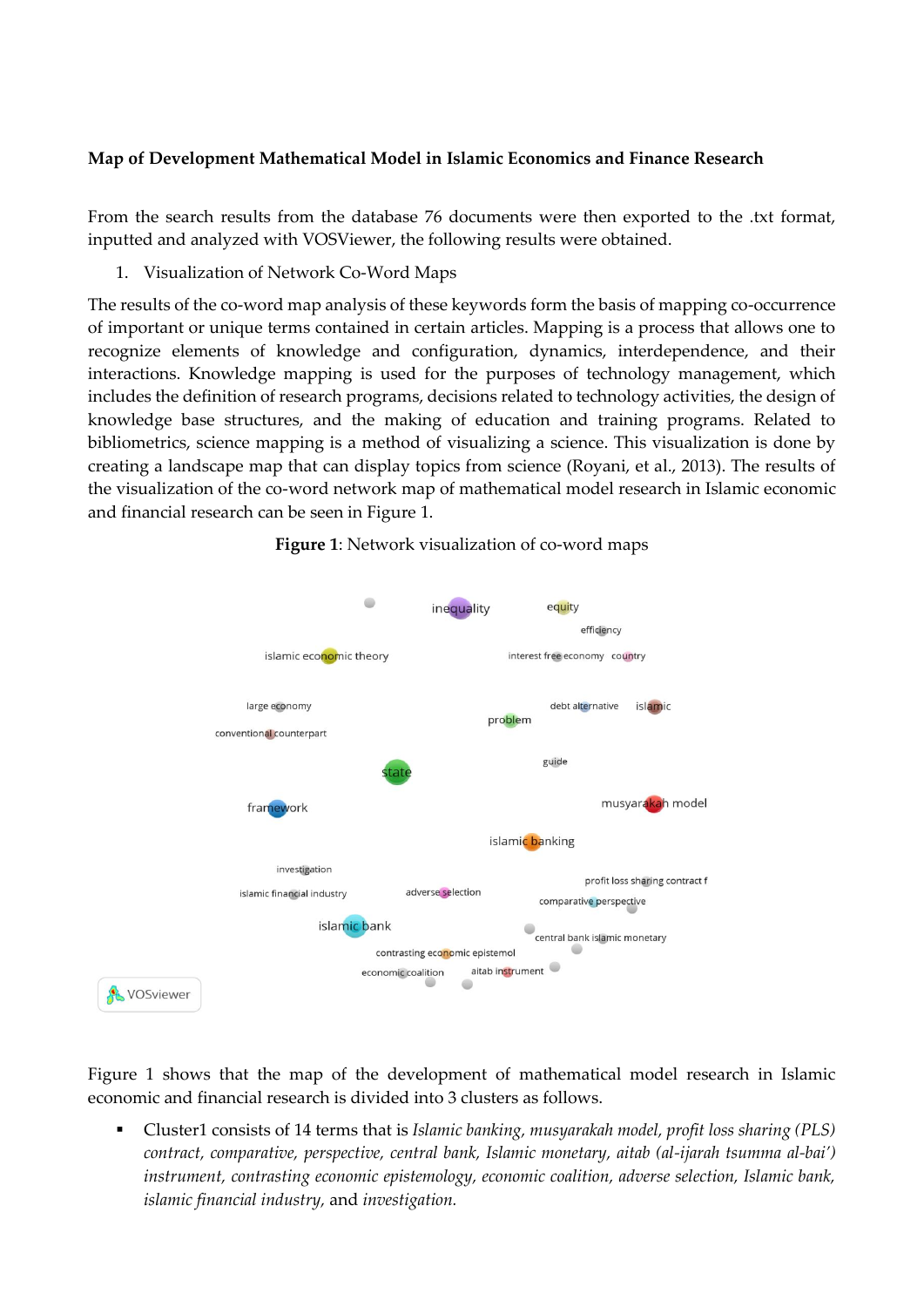**Map of Development Mathematical Model in Islamic Economics and Finance Research**

From the search results from the database 76 documents were then exported to the .txt format, inputted and analyzed with VOSViewer, the following results were obtained.

1. Visualization of Network Co-Word Maps

The results of the co-word map analysis of these keywords form the basis of mapping co-occurrence of important or unique terms contained in certain articles. Mapping is a process that allows one to recognize elements of knowledge and configuration, dynamics, interdependence, and their interactions. Knowledge mapping is used for the purposes of technology management, which includes the definition of research programs, decisions related to technology activities, the design of knowledge base structures, and the making of education and training programs. Related to bibliometrics, science mapping is a method of visualizing a science. This visualization is done by creating a landscape map that can display topics from science (Royani, et al., 2013). The results of the visualization of the co-word network map of mathematical research in Islamic economic and financial research can be seen in Figure 1.

**Figure 1**: Network visualization of co-word maps

Figure 1 shows that the map of the development of mathematical model research in Islamic economic and financial research is divided into 3 clusters as follows.

- Cluster1 consists of 14 terms that is *Islamic banking, musyarakah model, profit loss sharing (PLS) contract, comparative, perspective, central bank, Islamic monetary, aitab (al-ijarah tsumma al-bai') instrument, contrasting economic epistemology, economic coalition, adverse selection, Islamic bank, islamic financial industry,* and *investigation.*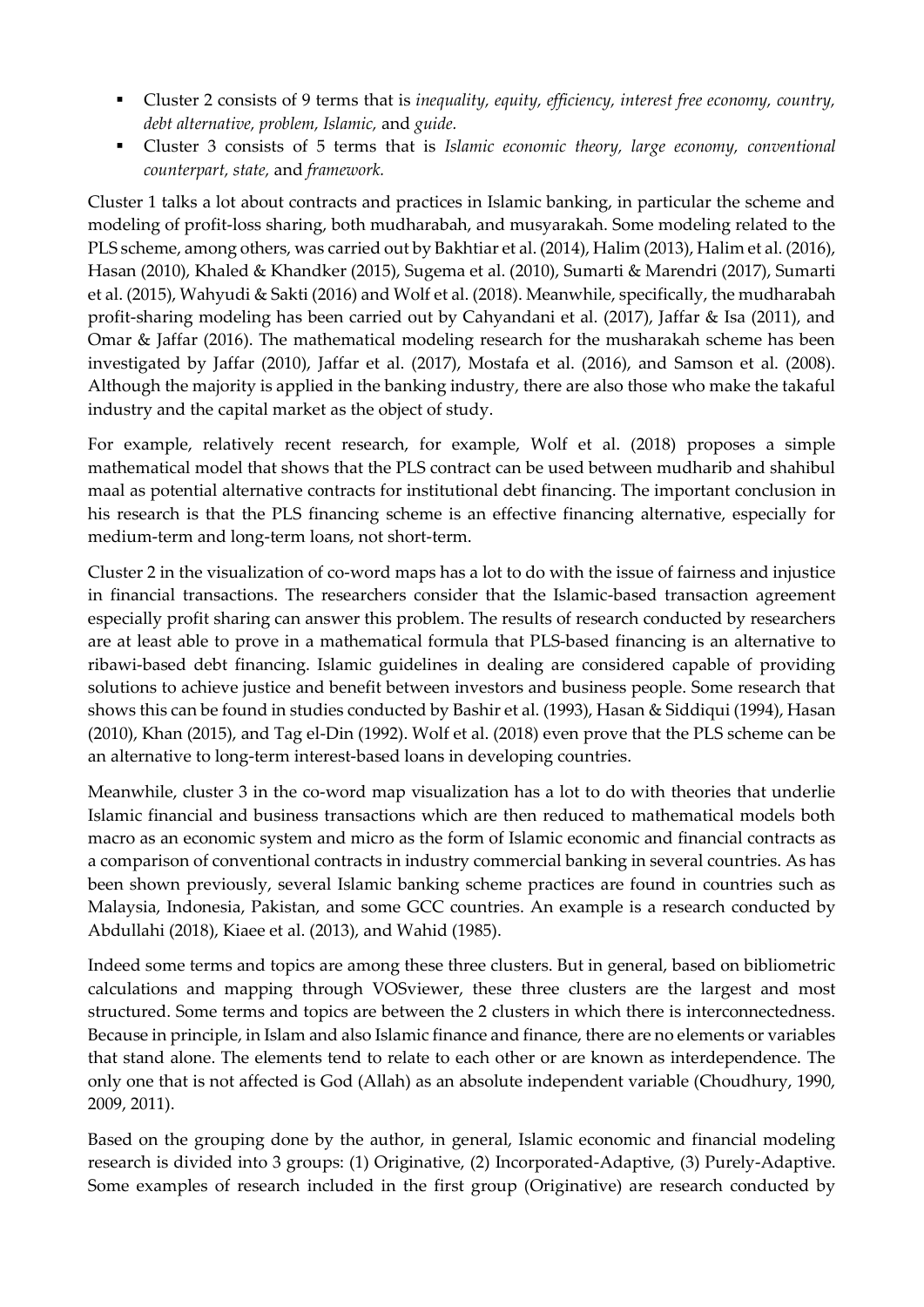- Cluster 2 consists of 9 terms that is *inequality, equity, efficiency, interest free economy, country, debt alternative, problem, Islamic,* and *guide.*
- Cluster 3 consists of 5 terms that is *Islamic economic theory, large economy, conventional counterpart, state,* and *framework.*

Cluster 1 talks a lot about contracts and practices in Islamic banking, in particular the scheme and modeling of profit-loss sharing, both mudharabah, and musyarakah. Some modeling related to the PLS scheme, among others, was carried out by Bakhtiar et al. (2014), Halim (2013), Halim et al. (2016), Hasan (2010), Khaled & Khandker (2015), Sugema et al. (2010), Sumarti & Marendri (2017), Sumarti et al. (2015), Wahyudi & Sakti (2016) and Wolf et al. (2018). Meanwhile, specifically, the mudharabah profit-sharing modeling has been carried out by Cahyandani et al. (2017), Jaffar & Isa (2011), and Omar & Jaffar (2016). The mathematical modeling research for the musharakah scheme has been investigated by Jaffar (2010), Jaffar et al. (2017), Mostafa et al. (2016), and Samson et al. (2008). Although the majority is applied in the banking industry, there are also those who make the takaful industry and the capital market as the object of study.

For example, relatively recent research, for example, Wolf et al. (2018) proposes a simple mathematical model that shows that the PLS contract can be used between mudharib and shahibul maal as potential alternative contracts for institutional debt financing. The important conclusion in his research is that the PLS financing scheme is an effective financing alternative, especially for medium-term and long-term loans, not short-term.

Cluster 2 in the visualization of co-word maps has a lot to do with the issue of fairness and injustice in financial transactions. The researchers consider that the Islamic-based transaction agreement especially profit sharing can answer this problem. The results of research conducted by researchers are at least able to prove in a mathematical formula that PLS-based financing is an alternative to ribawi-based debt financing. Islamic guidelines in dealing are considered capable of providing solutions to achieve justice and benefit between investors and business people. Some research that shows this can be found in studies conducted by Bashir et al. (1993), Hasan & Siddiqui (1994), Hasan (2010), Khan (2015), and Tag el-Din (1992). Wolf et al. (2018) even prove that the PLS scheme can be an alternative to long-term interest-based loans in developing countries.

Meanwhile, cluster 3 in the co-word map visualization has a lot to do with theories that underlie Islamic financial and business transactions which are then reduced to mathematical models both macro as an economic system and micro as the form of Islamic economic and financial contracts as a comparison of conventional contracts in industry commercial banking in several countries. As has been shown previously, several Islamic banking scheme practices are found in countries such as Malaysia, Indonesia, Pakistan, and some GCC countries. An example is a research conducted by Abdullahi (2018), Kiaee et al. (2013), and Wahid (1985).

Indeed some terms and topics are among these three clusters. But in general, based on bibliometric calculations and mapping through VOSviewer, these three clusters are the largest and most structured. Some terms and topics are between the 2 clusters in which there is interconnectedness. Because in principle, in Islam and also Islamic finance and finance, there are no elements or variables that stand alone. The elements tend to relate to each other or are known as interdependence. The only one that is not affected is God (Allah) as an absolute independent variable (Choudhury, 1990, 2009, 2011).

Based on the grouping done by the author, in general, Islamic economic and financial modeling research is divided into 3 groups: (1) Originative, (2) Incorporated-Adaptive, (3) Purely-Adaptive. Some examples of research included in the first group (Originative) are research conducted by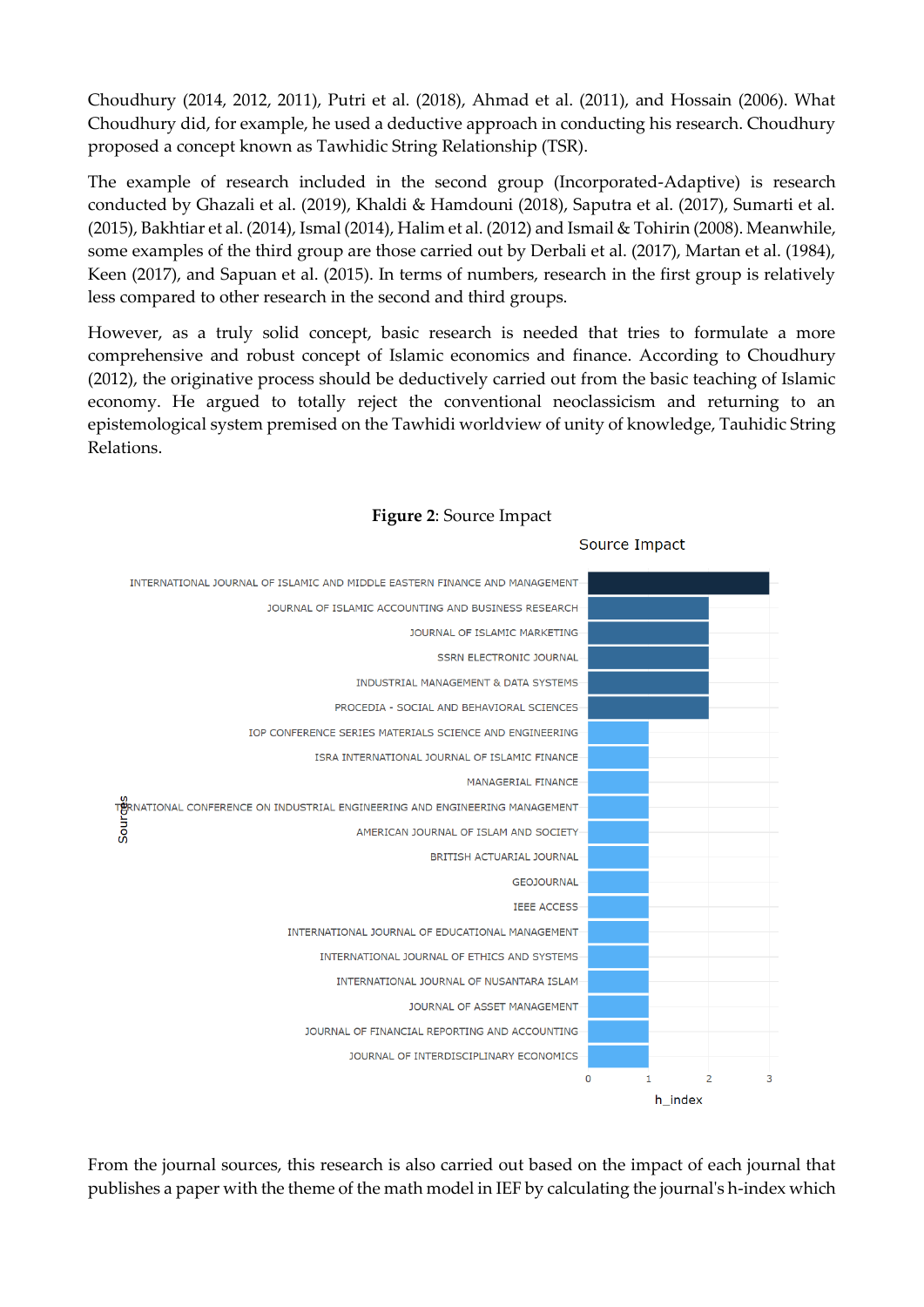Choudhury (2014, 2012, 2011), Putri et al. (2018), Ahmad et al. (2011), and Hossain (2006). What Choudhury did, for example, he used a deductive approach in conducting his research. Choudhury proposed a concept known as Tawhidic String Relationship (TSR).

The example of research included in the second group (Incorporated-Adaptive) is research conducted by Ghazali et al. (2019), Khaldi & Hamdouni (2018), Saputra et al. (2017), Sumarti et al. (2015), Bakhtiar et al. (2014), Ismal (2014), Halim et al. (2012) and Ismail & Tohirin (2008). Meanwhile, some examples of the third group are those carried out by Derbali et al. (2017), Martan et al. (1984), Keen (2017), and Sapuan et al. (2015). In terms of numbers, research in the first group is relatively less compared to other research in the second and third groups.

However, as a truly solid concept, basic research is needed that tries to formulate a more comprehensive and robust concept of Islamic economics and finance. According to Choudhury (2012), the originative process should be deductively carried out from the basic teaching of Islamic economy. He argued to totally reject the conventional neoclassicism and returning to an epistemological system premised on the Tawhidi worldview of unity of knowledge, Tauhidic String Relations.

**Figure 2**: Source Impact

| Sources | h_index |
|---|---|
| INTERNATIONAL JOURNAL OF ISLAMIC AND MIDDLE EASTERN FINANCE AND MANAGEMENT | 3 |
| JOURNAL OF ISLAMIC ACCOUNTING AND BUSINESS RESEARCH | 2 |
| JOURNAL OF ISLAMIC MARKETING | 2 |
| SSRN ELECTRONIC JOURNAL | 2 |
| INDUSTRIAL MANAGEMENT & DATA SYSTEMS | 2 |
| PROCEDIA - SOCIAL AND BEHAVIORAL SCIENCES | 2 |
| IOP CONFERENCE SERIES MATERIALS SCIENCE AND ENGINEERING | 1 |
| ISRA INTERNATIONAL JOURNAL OF ISLAMIC FINANCE | 1 |
| MANAGERIAL FINANCE | 1 |
| INTERNATIONAL CONFERENCE ON INDUSTRIAL ENGINEERING AND ENGINEERING MANAGEMENT | 1 |
| AMERICAN JOURNAL OF ISLAM AND SOCIETY | 1 |
| BRITISH ACTUARIAL JOURNAL | 1 |
| GEOJOURNAL | 1 |
| IEEE ACCESS | 1 |
| INTERNATIONAL JOURNAL OF EDUCATIONAL MANAGEMENT | 1 |
| INTERNATIONAL JOURNAL OF ETHICS AND SYSTEMS | 1 |
| INTERNATIONAL JOURNAL OF NUSANTARA ISLAM | 1 |
| JOURNAL OF ASSET MANAGEMENT | 1 |
| JOURNAL OF FINANCIAL REPORTING AND ACCOUNTING | 1 |
| JOURNAL OF INTERDISCIPLINARY ECONOMICS | 1 |

From the journal sources, this research is also carried out based on the impact of each journal that publishes a paper with the theme of the math model in IEF by calculating the journal's h-index which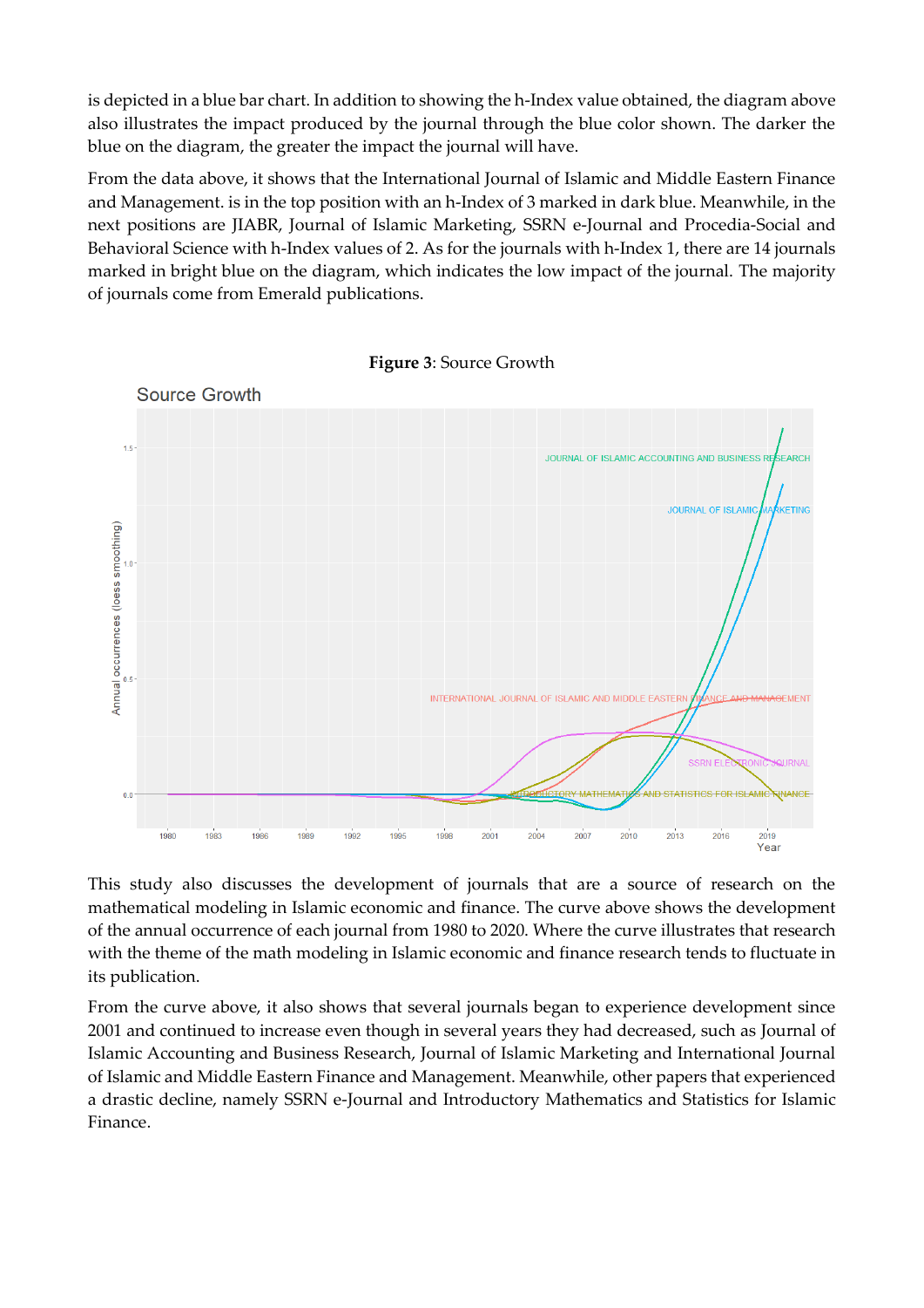is depicted in a blue bar chart. In addition to showing the h-Index value obtained, the diagram above also illustrates the impact produced by the journal through the blue color shown. The darker the blue on the diagram, the greater the impact the journal will have.

From the data above, it shows that the International Journal of Islamic and Middle Eastern Finance and Management. is in the top position with an h-Index of 3 marked in dark blue. Meanwhile, in the next positions are JIABR, Journal of Islamic Marketing, SSRN e-Journal and Procedia-Social and Behavioral Science with h-Index values of 2. As for the journals with h-Index 1, there are 14 journals marked in bright blue on the diagram, which indicates the low impact of the journal. The majority of journals come from Emerald publications.

**Figure 3**: Source Growth

This study also discusses the development of journals that are a source of research on the mathematical modeling in Islamic economic and finance. The curve above shows the development of the annual occurrence of each journal from 1980 to 2020. Where the curve illustrates that research with the theme of the math modeling in Islamic economic and finance research tends to fluctuate in its publication.

From the curve above, it also shows that several journals began to experience development since 2001 and continued to increase even though in several years they had decreased, such as Journal of Islamic Accounting and Business Research, Journal of Islamic Marketing and International Journal of Islamic and Middle Eastern Finance and Management. Meanwhile, other papers that experienced a drastic decline, namely SSRN e-Journal and Introductory Mathematics and Statistics for Islamic Finance.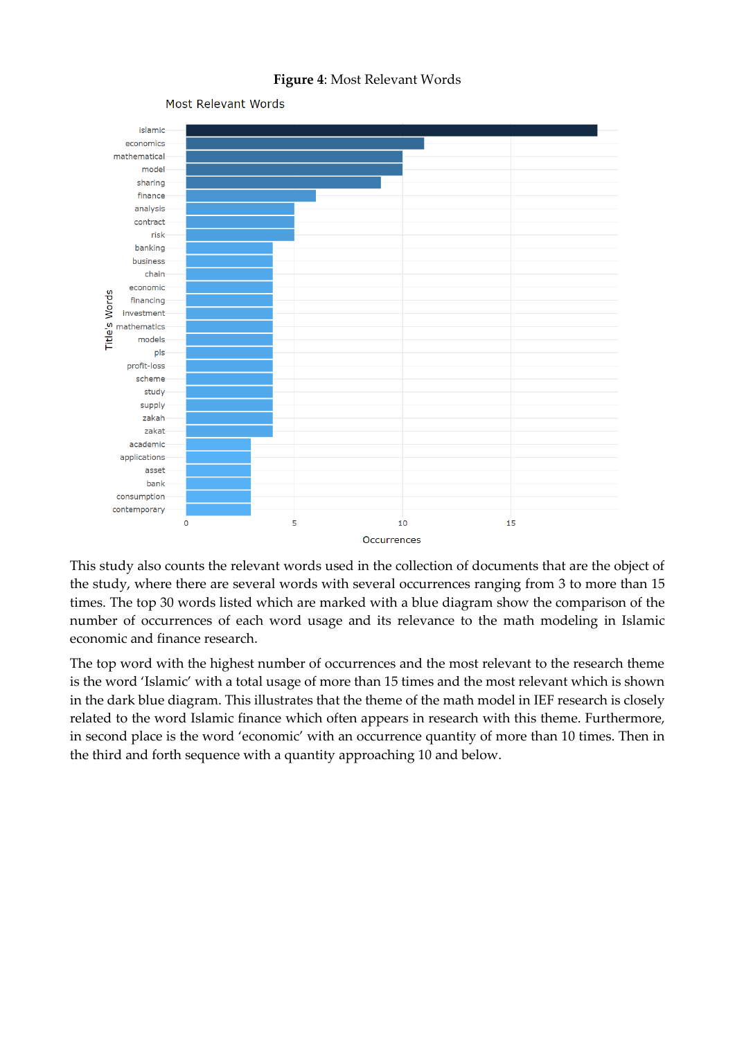**Figure 4**: Most Relevant Words

This study also counts the relevant words used in the collection of documents that are the object of the study, where there are several words with several occurrences ranging from 3 to more than 15 times. The top 30 words listed which are marked with a blue diagram show the comparison of the number of occurrences of each word usage and its relevance to the math modeling in Islamic economic and finance research.

The top word with the highest number of occurrences and the most relevant to the research theme is the word 'Islamic' with a total usage of more than 15 times and the most relevant which is shown in the dark blue diagram. This illustrates that the theme of the math model in IEF research is closely related to the word Islamic finance which often appears in research with this theme. Furthermore, in second place is the word 'economic' with an occurrence quantity of more than 10 times. Then in the third and forth sequence with a quantity approaching 10 and below.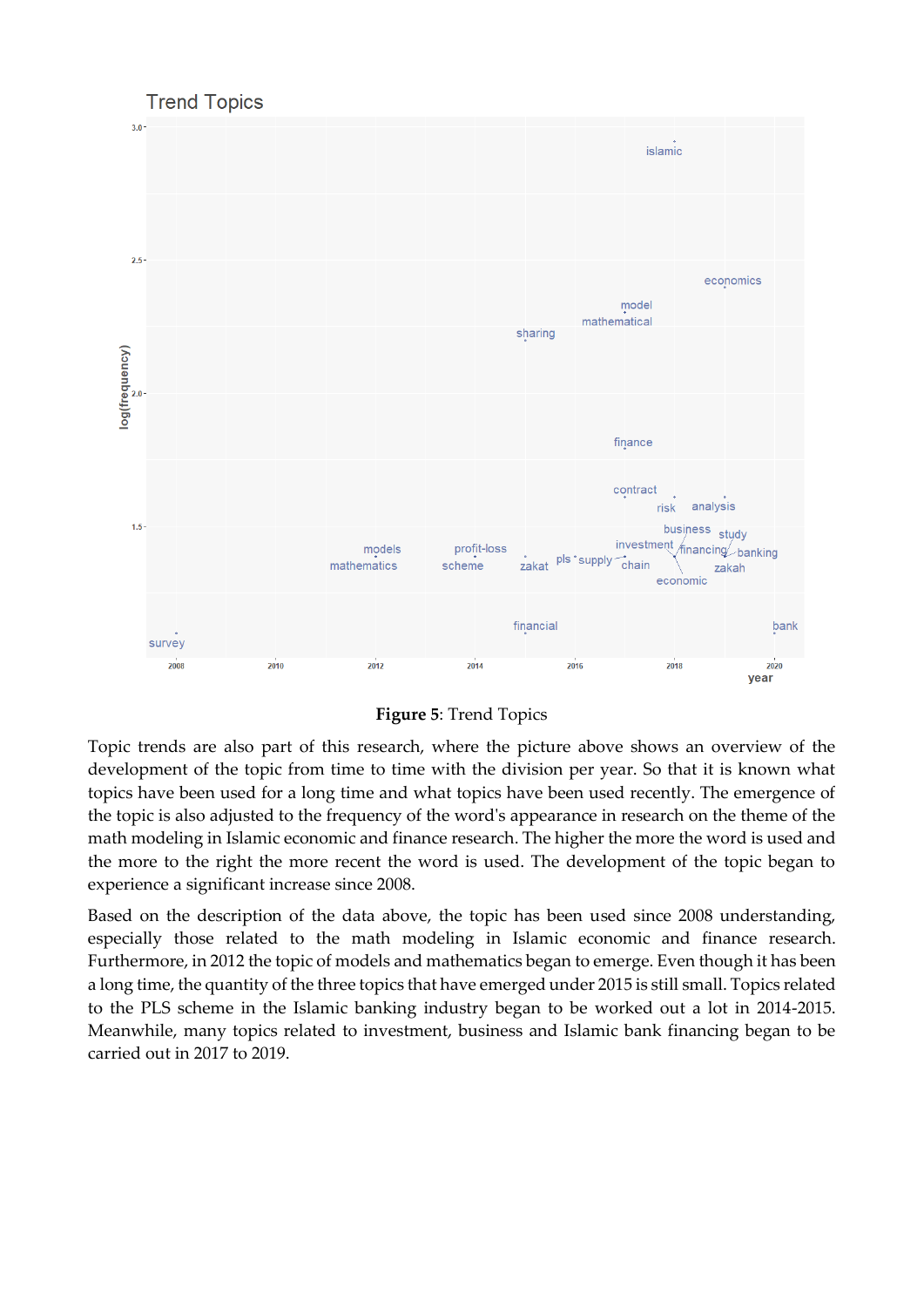**Figure 5**: Trend Topics

Topic trends are also part of this research, where the picture above shows an overview of the development of the topic from time to time with the division per year. So that it is known what topics have been used for a long time and what topics have been used recently. The emergence of the topic is also adjusted to the frequency of the word's appearance in research on the theme of the math modeling in Islamic economic and finance research. The higher the more the word is used and the more to the right the more recent the word is used. The development of the topic began to experience a significant increase since 2008.

Based on the description of the data above, the topic has been used since 2008 understanding, especially those related to the math modeling in Islamic economic and finance research. Furthermore, in 2012 the topic of models and mathematics began to emerge. Even though it has been a long time, the quantity of the three topics that have emerged under 2015 is still small. Topics related to the PLS scheme in the Islamic banking industry began to be worked out a lot in 2014-2015. Meanwhile, many topics related to investment, business and Islamic bank financing began to be carried out in 2017 to 2019.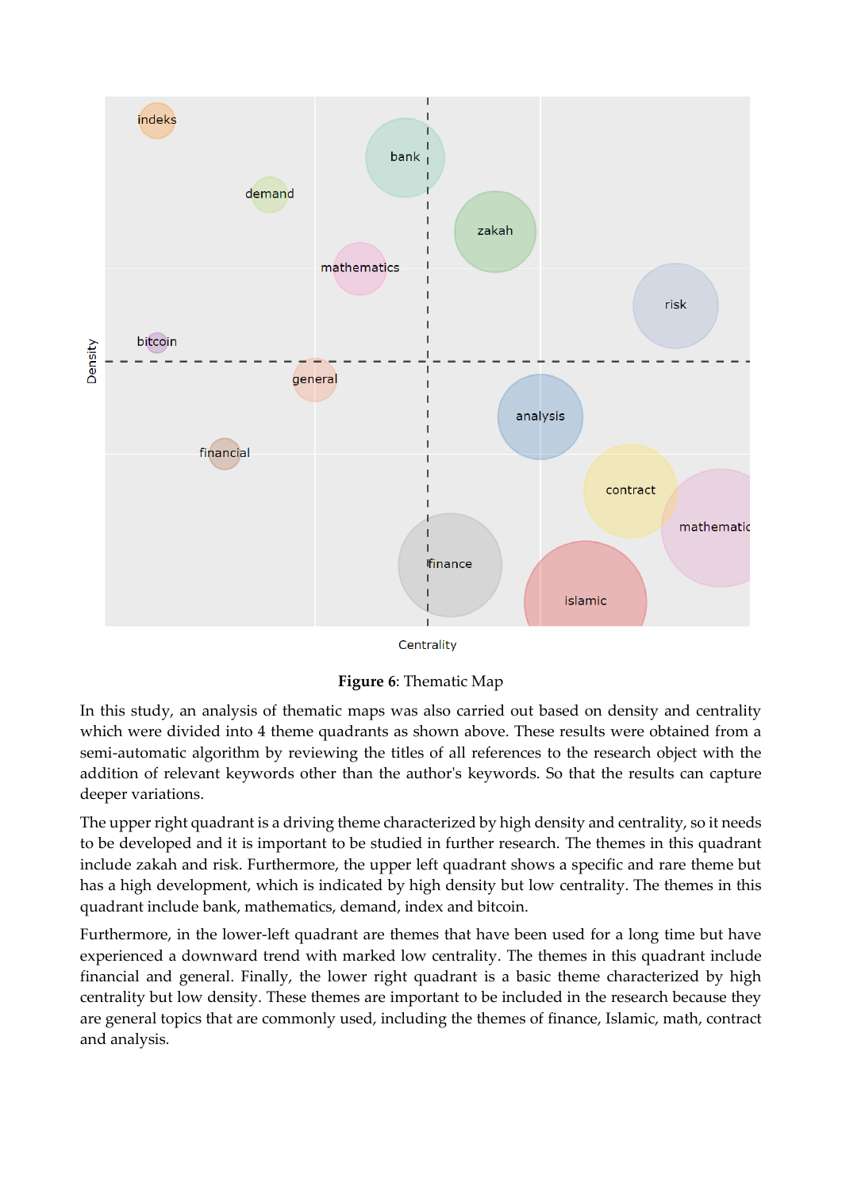**Figure 6**: Thematic Map

In this study, an analysis of thematic maps was also carried out based on density and centrality which were divided into 4 theme quadrants as shown above. These results were obtained from a semi-automatic algorithm by reviewing the titles of all references to the research object with the addition of relevant keywords other than the author's keywords. So that the results can capture deeper variations.

The upper right quadrant is a driving theme characterized by high density and centrality, so it needs to be developed and it is important to be studied in further research. The themes in this quadrant include zakah and risk. Furthermore, the upper left quadrant shows a specific and rare theme but has a high development, which is indicated by high density but low centrality. The themes in this quadrant include bank, mathematics, demand, index and bitcoin.

Furthermore, in the lower-left quadrant are themes that have been used for a long time but have experienced a downward trend with marked low centrality. The themes in this quadrant include financial and general. Finally, the lower right quadrant is a basic theme characterized by high centrality but low density. These themes are important to be included in the research because they are general topics that are commonly used, including the themes of finance, Islamic, math, contract and analysis.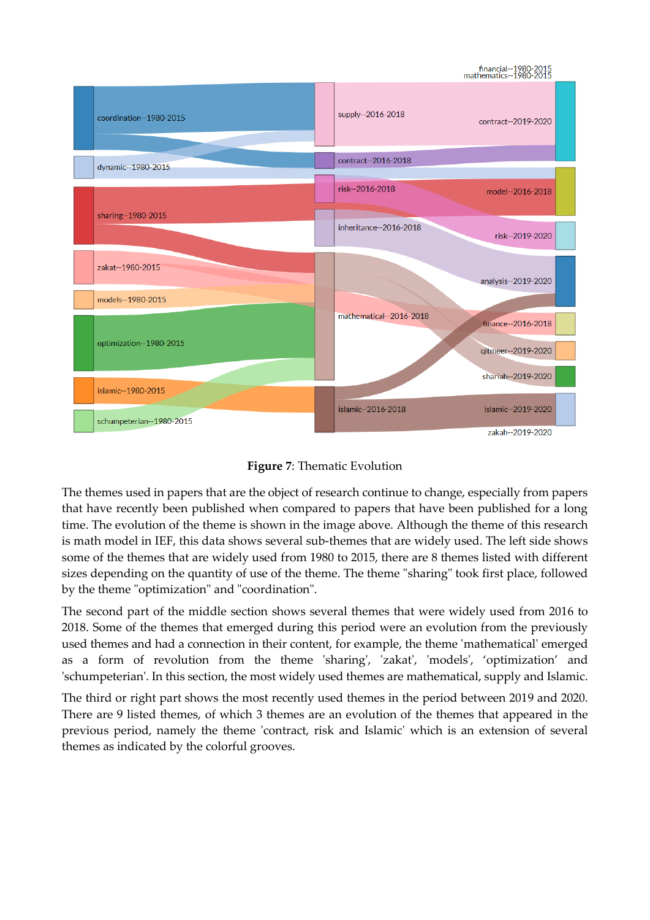**Figure 7**: Thematic Evolution

The themes used in papers that are the object of research continue to change, especially from papers that have recently been published when compared to papers that have been published for a long time. The evolution of the theme is shown in the image above. Although the theme of this research is math model in IEF, this data shows several sub-themes that are widely used. The left side shows some of the themes that are widely used from 1980 to 2015, there are 8 themes listed with different sizes depending on the quantity of use of the theme. The theme "sharing" took first place, followed by the theme "optimization" and "coordination".

The second part of the middle section shows several themes that were widely used from 2016 to 2018. Some of the themes that emerged during this period were an evolution from the previously used themes and had a connection in their content, for example, the theme 'mathematical' emerged as a form of revolution from the theme 'sharing', 'zakat', 'models', 'optimization' and 'schumpeterian'. In this section, the most widely used themes are mathematical, supply and Islamic.

The third or right part shows the most recently used themes in the period between 2019 and 2020. There are 9 listed themes, of which 3 themes are an evolution of the themes that appeared in the previous period, namely the theme 'contract, risk and Islamic' which is an extension of several themes as indicated by the colorful grooves.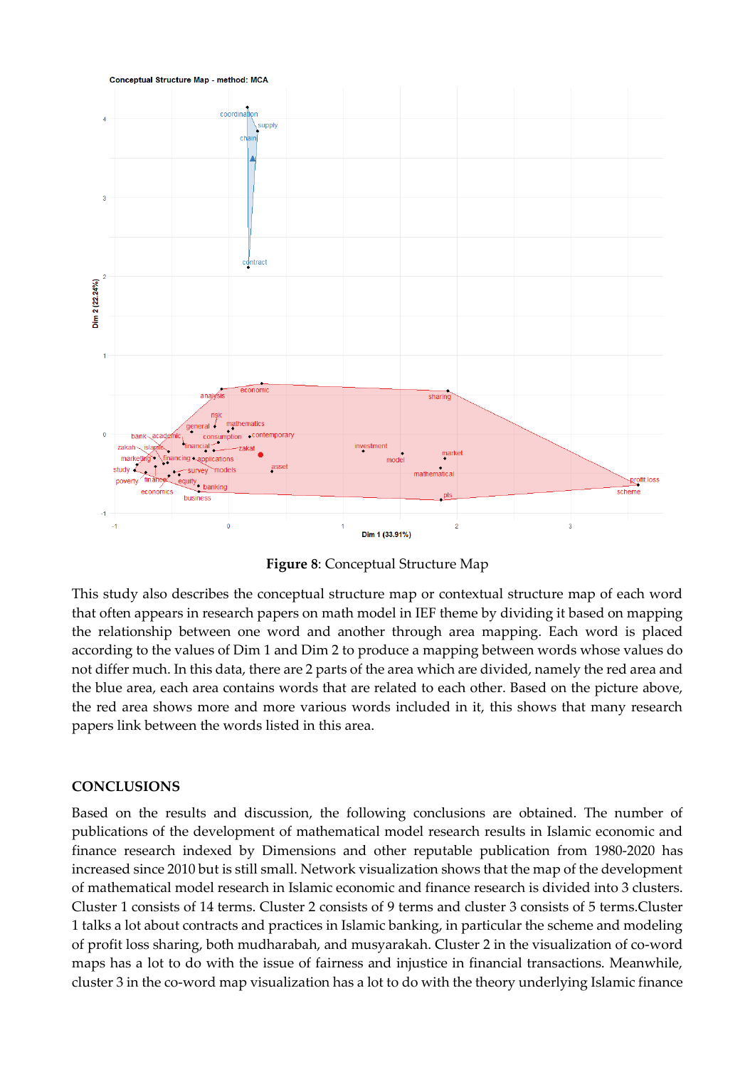**Figure 8**: Conceptual Structure Map

This study also describes the conceptual structure map or contextual structure map of each word that often appears in research papers on math model in IEF theme by dividing it based on mapping the relationship between one word and another through area mapping. Each word is placed according to the values of Dim 1 and Dim 2 to produce a mapping between words whose values do not differ much. In this data, there are 2 parts of the area which are divided, namely the red area and the blue area, each area contains words that are related to each other. Based on the picture above, the red area shows more and more various words included in it, this shows that many research papers link between the words listed in this area.

## CONCLUSIONS

Based on the results and discussion, the following conclusions are obtained. The number of publications of the development of mathematical model research results in Islamic economic and finance research indexed by Dimensions and other reputable publication from 1980-2020 has increased since 2010 but is still small. Network visualization shows that the map of the development of mathematical model research in Islamic economic and finance research is divided into 3 clusters. Cluster 1 consists of 14 terms. Cluster 2 consists of 9 terms and cluster 3 consists of 5 terms.Cluster 1 talks a lot about contracts and practices in Islamic banking, in particular the scheme and modeling of profit loss sharing, both mudharabah, and musyarakah. Cluster 2 in the visualization of co-word maps has a lot to do with the issue of fairness and injustice in financial transactions. Meanwhile, cluster 3 in the co-word map visualization has a lot to do with the theory underlying Islamic finance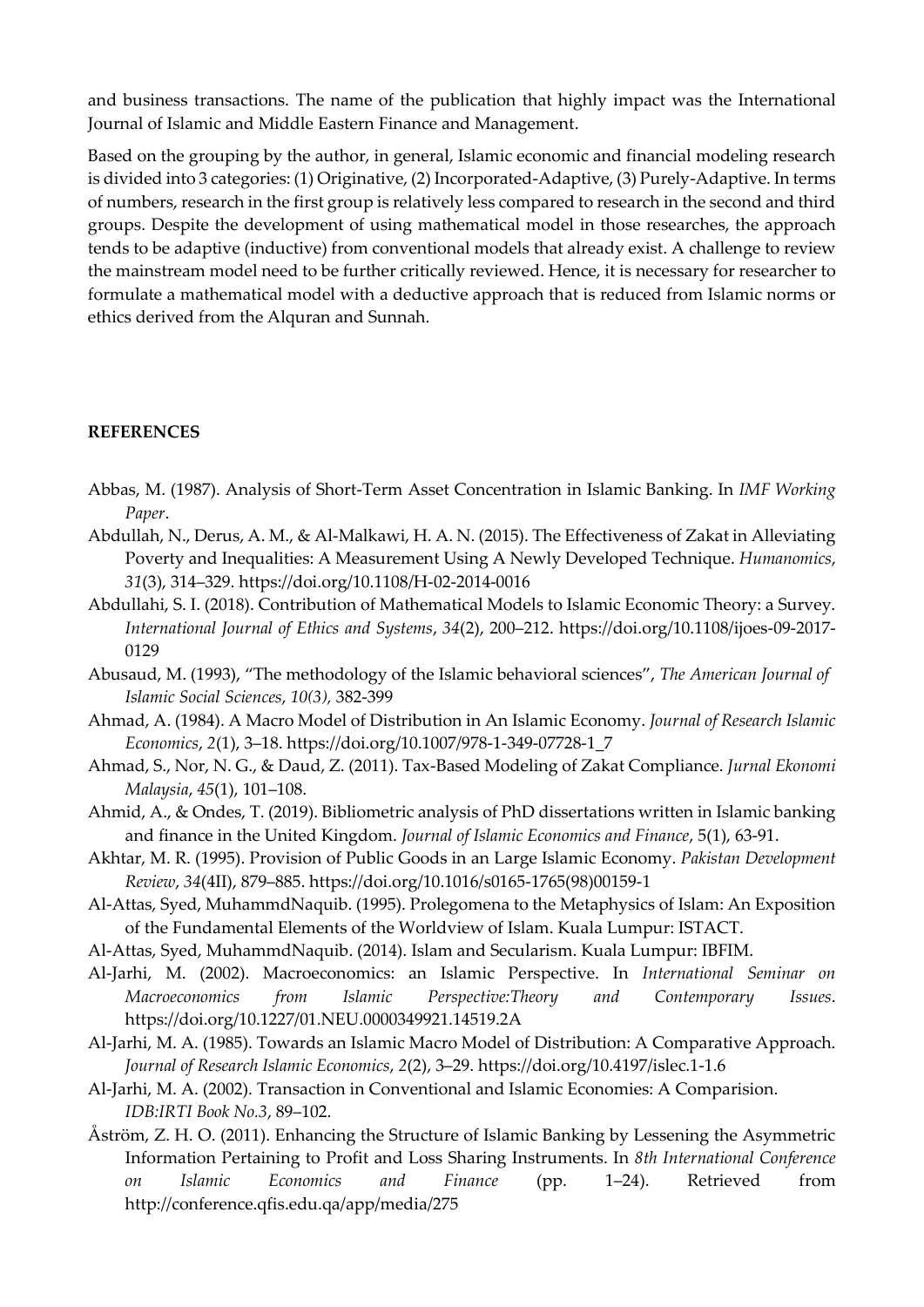and business transactions. The name of the publication that highly impact was the International Journal of Islamic and Middle Eastern Finance and Management.

Based on the grouping by the author, in general, Islamic economic and financial modeling research is divided into 3 categories: (1) Originative, (2) Incorporated-Adaptive, (3) Purely-Adaptive. In terms of numbers, research in the first group is relatively less compared to research in the second and third groups. Despite the development of using mathematical model in those researches, the approach tends to be adaptive (inductive) from conventional models that already exist. A challenge to review the mainstream model need to be further critically reviewed. Hence, it is necessary for researcher to formulate a mathematical model with a deductive approach that is reduced from Islamic norms or ethics derived from the Alquran and Sunnah.

**REFERENCES**

Abbas, M. (1987). Analysis of Short-Term Asset Concentration in Islamic Banking. In *IMF Working Paper*.

Abdullah, N., Derus, A. M., & Al-Malkawi, H. A. N. (2015). The Effectiveness of Zakat in Alleviating Poverty and Inequalities: A Measurement Using A Newly Developed Technique. *Humanomics*, *31*(3), 314–329. https://doi.org/10.1108/H-02-2014-0016

Abdullahi, S. I. (2018). Contribution of Mathematical Models to Islamic Economic Theory: a Survey. *International Journal of Ethics and Systems*, *34*(2), 200–212. https://doi.org/10.1108/ijoes-09-2017-0129

Abusaud, M. (1993), "The methodology of the Islamic behavioral sciences", *The American Journal of Islamic Social Sciences*, *10(3)*, 382-399

Ahmad, A. (1984). A Macro Model of Distribution in An Islamic Economy. *Journal of Research Islamic Economics*, *2*(1), 3–18. https://doi.org/10.1007/978-1-349-07728-1_7

Ahmad, S., Nor, N. G., & Daud, Z. (2011). Tax-Based Modeling of Zakat Compliance. *Jurnal Ekonomi Malaysia*, *45*(1), 101–108.

Ahmid, A., & Ondes, T. (2019). Bibliometric analysis of PhD dissertations written in Islamic banking and finance in the United Kingdom. *Journal of Islamic Economics and Finance*, 5(1), 63-91.

Akhtar, M. R. (1995). Provision of Public Goods in an Large Islamic Economy. *Pakistan Development Review*, *34*(4II), 879–885. https://doi.org/10.1016/s0165-1765(98)00159-1

Al-Attas, Syed, MuhammdNaquib. (1995). Prolegomena to the Metaphysics of Islam: An Exposition of the Fundamental Elements of the Worldview of Islam. Kuala Lumpur: ISTACT.

Al-Attas, Syed, MuhammdNaquib. (2014). Islam and Secularism. Kuala Lumpur: IBFIM.

Al-Jarhi, M. (2002). Macroeconomics: an Islamic Perspective. In *International Seminar on Macroeconomics from Islamic Perspective:Theory and Contemporary Issues*. https://doi.org/10.1227/01.NEU.0000349921.14519.2A

Al-Jarhi, M. A. (1985). Towards an Islamic Macro Model of Distribution: A Comparative Approach. *Journal of Research Islamic Economics*, *2*(2), 3–29. https://doi.org/10.4197/islec.1-1.6

Al-Jarhi, M. A. (2002). Transaction in Conventional and Islamic Economies: A Comparision. *IDB:IRTI Book No.3*, 89–102.

Åström, Z. H. O. (2011). Enhancing the Structure of Islamic Banking by Lessening the Asymmetric Information Pertaining to Profit and Loss Sharing Instruments. In *8th International Conference on Islamic Economics and Finance* (pp. 1–24). Retrieved from http://conference.qfis.edu.qa/app/media/275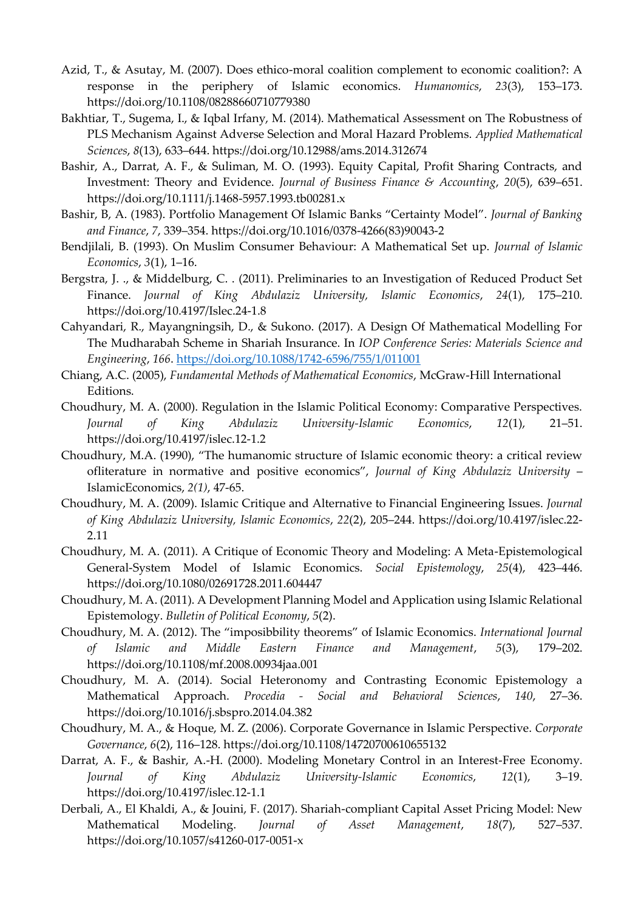Azid, T., & Asutay, M. (2007). Does ethico-moral coalition complement to economic coalition?: A response in the periphery of Islamic economics. *Humanomics*, *23*(3), 153–173. https://doi.org/10.1108/08288660710779380

Bakhtiar, T., Sugema, I., & Iqbal Irfany, M. (2014). Mathematical Assessment on The Robustness of PLS Mechanism Against Adverse Selection and Moral Hazard Problems. *Applied Mathematical Sciences*, *8*(13), 633–644. https://doi.org/10.12988/ams.2014.312674

Bashir, A., Darrat, A. F., & Suliman, M. O. (1993). Equity Capital, Profit Sharing Contracts, and Investment: Theory and Evidence. *Journal of Business Finance & Accounting*, *20*(5), 639–651. https://doi.org/10.1111/j.1468-5957.1993.tb00281.x

Bashir, B, A. (1983). Portfolio Management Of Islamic Banks "Certainty Model". *Journal of Banking and Finance*, *7*, 339–354. https://doi.org/10.1016/0378-4266(83)90043-2

Bendjilali, B. (1993). On Muslim Consumer Behaviour: A Mathematical Set up. *Journal of Islamic Economics*, *3*(1), 1–16.

Bergstra, J. ., & Middelburg, C. . (2011). Preliminaries to an Investigation of Reduced Product Set Finance. *Journal of King Abdulaziz University, Islamic Economics*, *24*(1), 175–210. https://doi.org/10.4197/Islec.24-1.8

Cahyandari, R., Mayangningsih, D., & Sukono. (2017). A Design Of Mathematical Modelling For The Mudharabah Scheme in Shariah Insurance. In *IOP Conference Series: Materials Science and Engineering*, *166*. https://doi.org/10.1088/1742-6596/755/1/011001

Chiang, A.C. (2005), *Fundamental Methods of Mathematical Economics*, McGraw-Hill International Editions.

Choudhury, M. A. (2000). Regulation in the Islamic Political Economy: Comparative Perspectives. *Journal of King Abdulaziz University-Islamic Economics*, *12*(1), 21–51. https://doi.org/10.4197/islec.12-1.2

Choudhury, M.A. (1990), "The humanomic structure of Islamic economic theory: a critical review ofliterature in normative and positive economics", *Journal of King Abdulaziz University* – IslamicEconomics, *2(1)*, 47-65.

Choudhury, M. A. (2009). Islamic Critique and Alternative to Financial Engineering Issues. *Journal of King Abdulaziz University, Islamic Economics*, *22*(2), 205–244. https://doi.org/10.4197/islec.22-2.11

Choudhury, M. A. (2011). A Critique of Economic Theory and Modeling: A Meta-Epistemological General-System Model of Islamic Economics. *Social Epistemology*, *25*(4), 423–446. https://doi.org/10.1080/02691728.2011.604447

Choudhury, M. A. (2011). A Development Planning Model and Application using Islamic Relational Epistemology. *Bulletin of Political Economy*, *5*(2).

Choudhury, M. A. (2012). The "imposibbility theorems" of Islamic Economics. *International Journal of Islamic and Middle Eastern Finance and Management*, *5*(3), 179–202. https://doi.org/10.1108/mf.2008.00934jaa.001

Choudhury, M. A. (2014). Social Heteronomy and Contrasting Economic Epistemology a Mathematical Approach. *Procedia - Social and Behavioral Sciences*, *140*, 27–36. https://doi.org/10.1016/j.sbspro.2014.04.382

Choudhury, M. A., & Hoque, M. Z. (2006). Corporate Governance in Islamic Perspective. *Corporate Governance*, *6*(2), 116–128. https://doi.org/10.1108/14720700610655132

Darrat, A. F., & Bashir, A.-H. (2000). Modeling Monetary Control in an Interest-Free Economy. *Journal of King Abdulaziz University-Islamic Economics*, *12*(1), 3–19. https://doi.org/10.4197/islec.12-1.1

Derbali, A., El Khaldi, A., & Jouini, F. (2017). Shariah-compliant Capital Asset Pricing Model: New Mathematical Modeling. *Journal of Asset Management*, *18*(7), 527–537. https://doi.org/10.1057/s41260-017-0051-x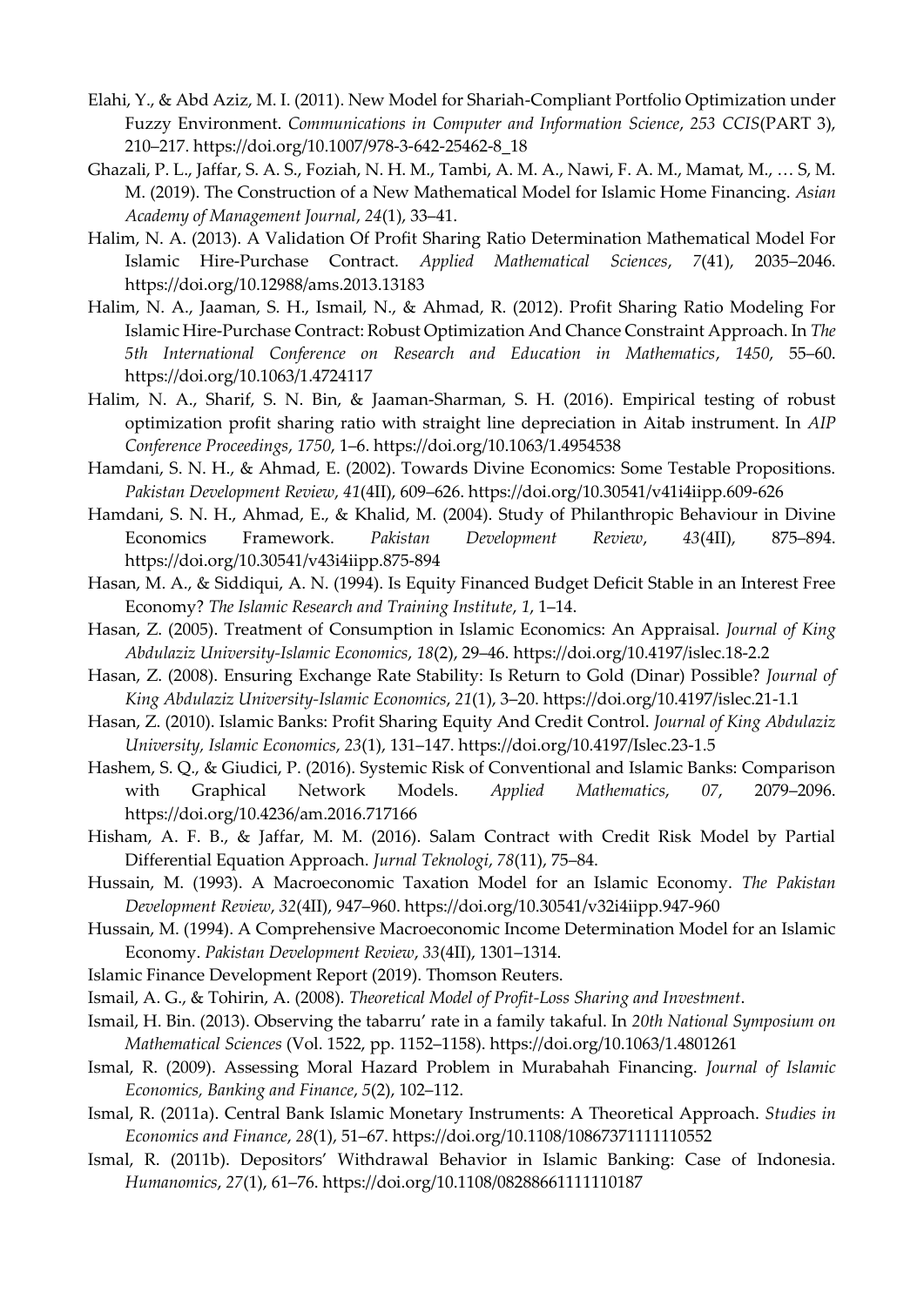Elahi, Y., & Abd Aziz, M. I. (2011). New Model for Shariah-Compliant Portfolio Optimization under Fuzzy Environment. *Communications in Computer and Information Science*, *253 CCIS*(PART 3), 210–217. https://doi.org/10.1007/978-3-642-25462-8_18

Ghazali, P. L., Jaffar, S. A. S., Foziah, N. H. M., Tambi, A. M. A., Nawi, F. A. M., Mamat, M., … S, M. M. (2019). The Construction of a New Mathematical Model for Islamic Home Financing. *Asian Academy of Management Journal*, *24*(1), 33–41.

Halim, N. A. (2013). A Validation Of Profit Sharing Ratio Determination Mathematical Model For Islamic Hire-Purchase Contract. *Applied Mathematical Sciences*, *7*(41), 2035–2046. https://doi.org/10.12988/ams.2013.13183

Halim, N. A., Jaaman, S. H., Ismail, N., & Ahmad, R. (2012). Profit Sharing Ratio Modeling For Islamic Hire-Purchase Contract: Robust Optimization And Chance Constraint Approach. In *The 5th International Conference on Research and Education in Mathematics*, *1450*, 55–60. https://doi.org/10.1063/1.4724117

Halim, N. A., Sharif, S. N. Bin, & Jaaman-Sharman, S. H. (2016). Empirical testing of robust optimization profit sharing ratio with straight line depreciation in Aitab instrument. In *AIP Conference Proceedings*, *1750*, 1–6. https://doi.org/10.1063/1.4954538

Hamdani, S. N. H., & Ahmad, E. (2002). Towards Divine Economics: Some Testable Propositions. *Pakistan Development Review*, *41*(4II), 609–626. https://doi.org/10.30541/v41i4iipp.609-626

Hamdani, S. N. H., Ahmad, E., & Khalid, M. (2004). Study of Philanthropic Behaviour in Divine Economics Framework. *Pakistan Development Review*, *43*(4II), 875–894. https://doi.org/10.30541/v43i4iipp.875-894

Hasan, M. A., & Siddiqui, A. N. (1994). Is Equity Financed Budget Deficit Stable in an Interest Free Economy? *The Islamic Research and Training Institute*, *1*, 1–14.

Hasan, Z. (2005). Treatment of Consumption in Islamic Economics: An Appraisal. *Journal of King Abdulaziz University-Islamic Economics*, *18*(2), 29–46. https://doi.org/10.4197/islec.18-2.2

Hasan, Z. (2008). Ensuring Exchange Rate Stability: Is Return to Gold (Dinar) Possible? *Journal of King Abdulaziz University-Islamic Economics*, *21*(1), 3–20. https://doi.org/10.4197/islec.21-1.1

Hasan, Z. (2010). Islamic Banks: Profit Sharing Equity And Credit Control. *Journal of King Abdulaziz University, Islamic Economics*, *23*(1), 131–147. https://doi.org/10.4197/Islec.23-1.5

Hashem, S. Q., & Giudici, P. (2016). Systemic Risk of Conventional and Islamic Banks: Comparison with Graphical Network Models. *Applied Mathematics*, *07*, 2079–2096. https://doi.org/10.4236/am.2016.717166

Hisham, A. F. B., & Jaffar, M. M. (2016). Salam Contract with Credit Risk Model by Partial Differential Equation Approach. *Jurnal Teknologi*, *78*(11), 75–84.

Hussain, M. (1993). A Macroeconomic Taxation Model for an Islamic Economy. *The Pakistan Development Review*, *32*(4II), 947–960. https://doi.org/10.30541/v32i4iipp.947-960

Hussain, M. (1994). A Comprehensive Macroeconomic Income Determination Model for an Islamic Economy. *Pakistan Development Review*, *33*(4II), 1301–1314.

Islamic Finance Development Report (2019). Thomson Reuters.

Ismail, A. G., & Tohirin, A. (2008). *Theoretical Model of Profit-Loss Sharing and Investment*.

Ismail, H. Bin. (2013). Observing the tabarru' rate in a family takaful. In *20th National Symposium on Mathematical Sciences* (Vol. 1522, pp. 1152–1158). https://doi.org/10.1063/1.4801261

Ismal, R. (2009). Assessing Moral Hazard Problem in Murabahah Financing. *Journal of Islamic Economics, Banking and Finance*, *5*(2), 102–112.

Ismal, R. (2011a). Central Bank Islamic Monetary Instruments: A Theoretical Approach. *Studies in Economics and Finance*, *28*(1), 51–67. https://doi.org/10.1108/10867371111110552

Ismal, R. (2011b). Depositors' Withdrawal Behavior in Islamic Banking: Case of Indonesia. *Humanomics*, *27*(1), 61–76. https://doi.org/10.1108/08288661111110187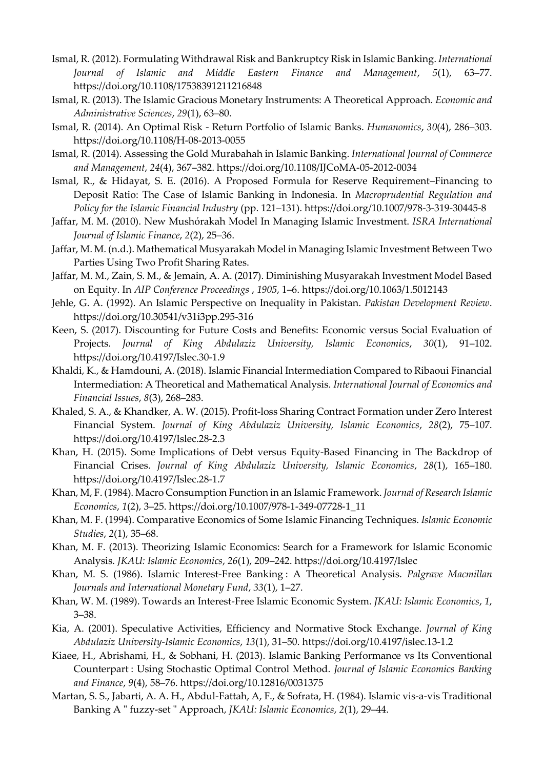Ismal, R. (2012). Formulating Withdrawal Risk and Bankruptcy Risk in Islamic Banking. *International Journal of Islamic and Middle Eastern Finance and Management*, *5*(1), 63–77. https://doi.org/10.1108/17538391211216848

Ismal, R. (2013). The Islamic Gracious Monetary Instruments: A Theoretical Approach. *Economic and Administrative Sciences*, *29*(1), 63–80.

Ismal, R. (2014). An Optimal Risk - Return Portfolio of Islamic Banks. *Humanomics*, *30*(4), 286–303. https://doi.org/10.1108/H-08-2013-0055

Ismal, R. (2014). Assessing the Gold Murabahah in Islamic Banking. *International Journal of Commerce and Management*, *24*(4), 367–382. https://doi.org/10.1108/IJCoMA-05-2012-0034

Ismal, R., & Hidayat, S. E. (2016). A Proposed Formula for Reserve Requirement–Financing to Deposit Ratio: The Case of Islamic Banking in Indonesia. In *Macroprudential Regulation and Policy for the Islamic Financial Industry* (pp. 121–131). https://doi.org/10.1007/978-3-319-30445-8

Jaffar, M. M. (2010). New Mushórakah Model In Managing Islamic Investment. *ISRA International Journal of Islamic Finance*, *2*(2), 25–36.

Jaffar, M. M. (n.d.). Mathematical Musyarakah Model in Managing Islamic Investment Between Two Parties Using Two Profit Sharing Rates.

Jaffar, M. M., Zain, S. M., & Jemain, A. A. (2017). Diminishing Musyarakah Investment Model Based on Equity. In *AIP Conference Proceedings* , *1905*, 1–6. https://doi.org/10.1063/1.5012143

Jehle, G. A. (1992). An Islamic Perspective on Inequality in Pakistan. *Pakistan Development Review*. https://doi.org/10.30541/v31i3pp.295-316

Keen, S. (2017). Discounting for Future Costs and Benefits: Economic versus Social Evaluation of Projects. *Journal of King Abdulaziz University, Islamic Economics*, *30*(1), 91–102. https://doi.org/10.4197/Islec.30-1.9

Khaldi, K., & Hamdouni, A. (2018). Islamic Financial Intermediation Compared to Ribaoui Financial Intermediation: A Theoretical and Mathematical Analysis. *International Journal of Economics and Financial Issues*, *8*(3), 268–283.

Khaled, S. A., & Khandker, A. W. (2015). Profit-loss Sharing Contract Formation under Zero Interest Financial System. *Journal of King Abdulaziz University, Islamic Economics*, *28*(2), 75–107. https://doi.org/10.4197/Islec.28-2.3

Khan, H. (2015). Some Implications of Debt versus Equity-Based Financing in The Backdrop of Financial Crises. *Journal of King Abdulaziz University, Islamic Economics*, *28*(1), 165–180. https://doi.org/10.4197/Islec.28-1.7

Khan, M, F. (1984). Macro Consumption Function in an Islamic Framework. *Journal of Research Islamic Economics*, *1*(2), 3–25. https://doi.org/10.1007/978-1-349-07728-1_11

Khan, M. F. (1994). Comparative Economics of Some Islamic Financing Techniques. *Islamic Economic Studies*, *2*(1), 35–68.

Khan, M. F. (2013). Theorizing Islamic Economics: Search for a Framework for Islamic Economic Analysis. *JKAU: Islamic Economics*, *26*(1), 209–242. https://doi.org/10.4197/Islec

Khan, M. S. (1986). Islamic Interest-Free Banking : A Theoretical Analysis. *Palgrave Macmillan Journals and International Monetary Fund*, *33*(1), 1–27.

Khan, W. M. (1989). Towards an Interest-Free Islamic Economic System. *JKAU: Islamic Economics*, *1*, 3–38.

Kia, A. (2001). Speculative Activities, Efficiency and Normative Stock Exchange. *Journal of King Abdulaziz University-Islamic Economics*, *13*(1), 31–50. https://doi.org/10.4197/islec.13-1.2

Kiaee, H., Abrishami, H., & Sobhani, H. (2013). Islamic Banking Performance vs Its Conventional Counterpart : Using Stochastic Optimal Control Method. *Journal of Islamic Economics Banking and Finance*, *9*(4), 58–76. https://doi.org/10.12816/0031375

Martan, S. S., Jabarti, A. A. H., Abdul-Fattah, A, F., & Sofrata, H. (1984). Islamic vis-a-vis Traditional Banking A " fuzzy-set " Approach, *JKAU: Islamic Economics*, *2*(1), 29–44.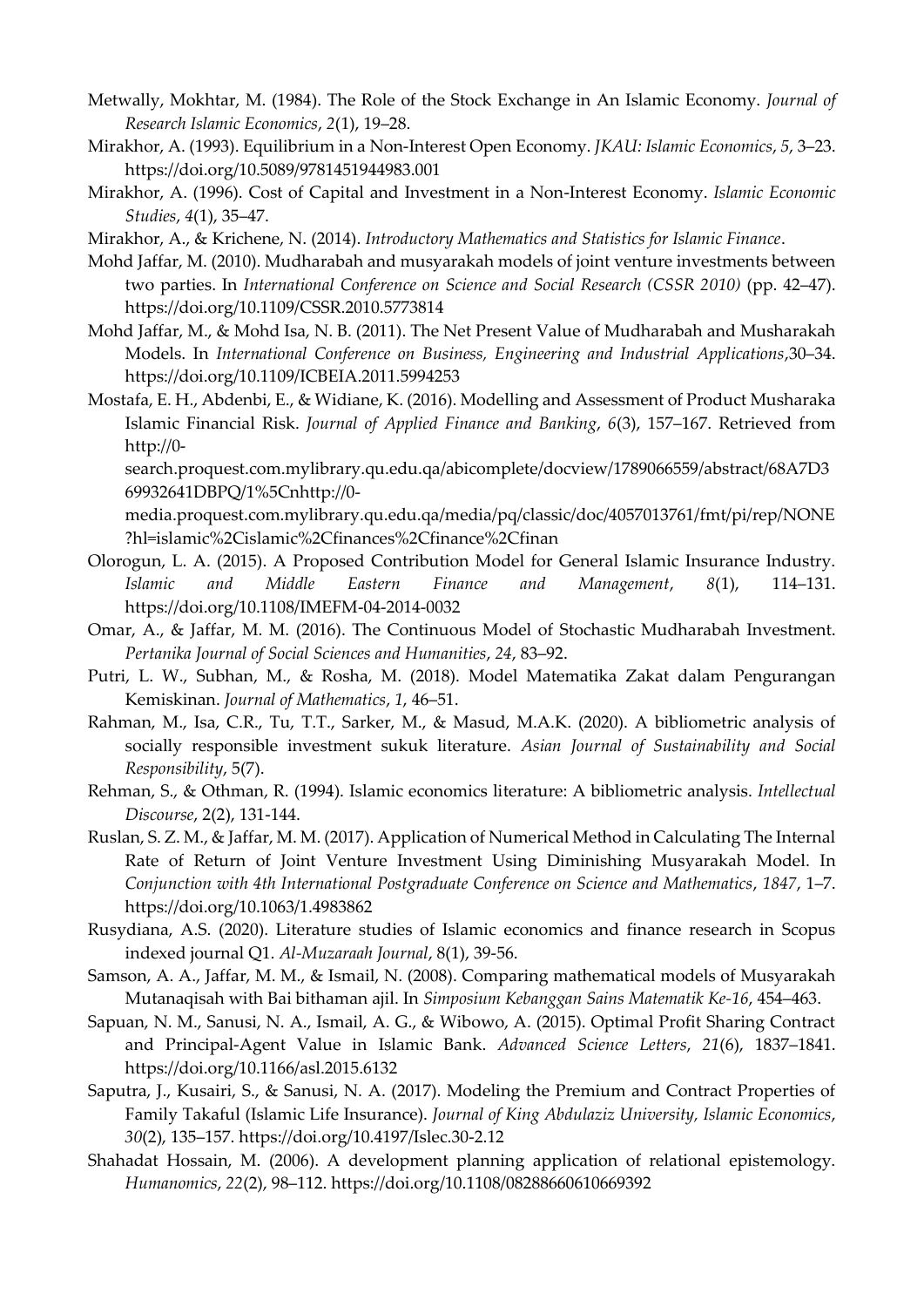Metwally, Mokhtar, M. (1984). The Role of the Stock Exchange in An Islamic Economy. *Journal of Research Islamic Economics*, *2*(1), 19–28.

Mirakhor, A. (1993). Equilibrium in a Non-Interest Open Economy. *JKAU: Islamic Economics*, *5*, 3–23. https://doi.org/10.5089/9781451944983.001

Mirakhor, A. (1996). Cost of Capital and Investment in a Non-Interest Economy. *Islamic Economic Studies*, *4*(1), 35–47.

Mirakhor, A., & Krichene, N. (2014). *Introductory Mathematics and Statistics for Islamic Finance*.

Mohd Jaffar, M. (2010). Mudharabah and musyarakah models of joint venture investments between two parties. In *International Conference on Science and Social Research (CSSR 2010)* (pp. 42–47). https://doi.org/10.1109/CSSR.2010.5773814

Mohd Jaffar, M., & Mohd Isa, N. B. (2011). The Net Present Value of Mudharabah and Musharakah Models. In *International Conference on Business, Engineering and Industrial Applications*,30–34. https://doi.org/10.1109/ICBEIA.2011.5994253

Mostafa, E. H., Abdenbi, E., & Widiane, K. (2016). Modelling and Assessment of Product Musharaka Islamic Financial Risk. *Journal of Applied Finance and Banking*, *6*(3), 157–167. Retrieved from http://0-search.proquest.com.mylibrary.qu.edu.qa/abicomplete/docview/1789066559/abstract/68A7D369932641DBPQ/1%5Cnhttp://0-media.proquest.com.mylibrary.qu.edu.qa/media/pq/classic/doc/4057013761/fmt/pi/rep/NONE?hl=islamic%2Cislamic%2Cfinances%2Cfinance%2Cfinan

Olorogun, L. A. (2015). A Proposed Contribution Model for General Islamic Insurance Industry. *Islamic and Middle Eastern Finance and Management*, *8*(1), 114–131. https://doi.org/10.1108/IMEFM-04-2014-0032

Omar, A., & Jaffar, M. M. (2016). The Continuous Model of Stochastic Mudharabah Investment. *Pertanika Journal of Social Sciences and Humanities*, *24*, 83–92.

Putri, L. W., Subhan, M., & Rosha, M. (2018). Model Matematika Zakat dalam Pengurangan Kemiskinan. *Journal of Mathematics*, *1*, 46–51.

Rahman, M., Isa, C.R., Tu, T.T., Sarker, M., & Masud, M.A.K. (2020). A bibliometric analysis of socially responsible investment sukuk literature. *Asian Journal of Sustainability and Social Responsibility*, 5(7).

Rehman, S., & Othman, R. (1994). Islamic economics literature: A bibliometric analysis. *Intellectual Discourse*, 2(2), 131-144.

Ruslan, S. Z. M., & Jaffar, M. M. (2017). Application of Numerical Method in Calculating The Internal Rate of Return of Joint Venture Investment Using Diminishing Musyarakah Model. In *Conjunction with 4th International Postgraduate Conference on Science and Mathematics*, *1847*, 1–7. https://doi.org/10.1063/1.4983862

Rusydiana, A.S. (2020). Literature studies of Islamic economics and finance research in Scopus indexed journal Q1. *Al-Muzaraah Journal*, 8(1), 39-56.

Samson, A. A., Jaffar, M. M., & Ismail, N. (2008). Comparing mathematical models of Musyarakah Mutanaqisah with Bai bithaman ajil. In *Simposium Kebanggan Sains Matematik Ke-16*, 454–463.

Sapuan, N. M., Sanusi, N. A., Ismail, A. G., & Wibowo, A. (2015). Optimal Profit Sharing Contract and Principal-Agent Value in Islamic Bank. *Advanced Science Letters*, *21*(6), 1837–1841. https://doi.org/10.1166/asl.2015.6132

Saputra, J., Kusairi, S., & Sanusi, N. A. (2017). Modeling the Premium and Contract Properties of Family Takaful (Islamic Life Insurance). *Journal of King Abdulaziz University, Islamic Economics*, *30*(2), 135–157. https://doi.org/10.4197/Islec.30-2.12

Shahadat Hossain, M. (2006). A development planning application of relational epistemology. *Humanomics*, *22*(2), 98–112. https://doi.org/10.1108/08288660610669392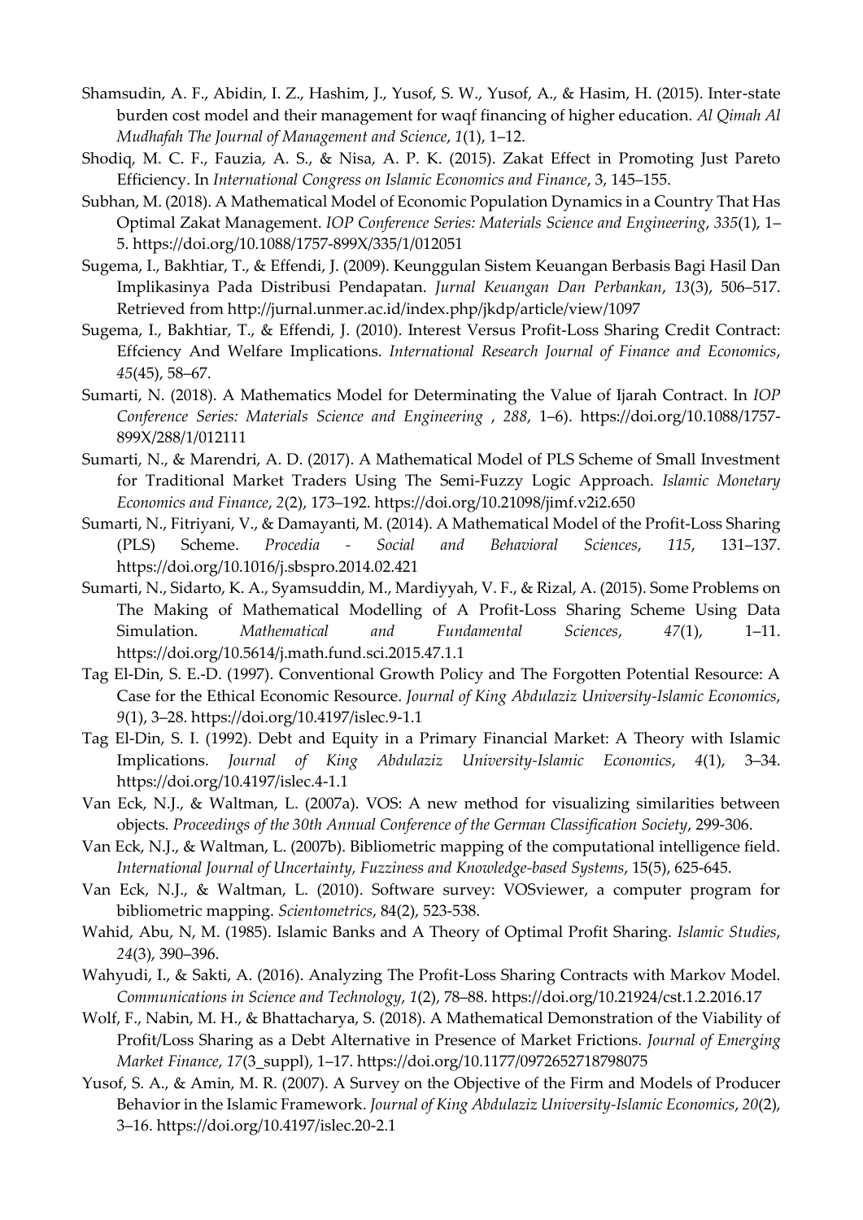Shamsudin, A. F., Abidin, I. Z., Hashim, J., Yusof, S. W., Yusof, A., & Hasim, H. (2015). Inter-state burden cost model and their management for waqf financing of higher education. *Al Qimah Al Mudhafah The Journal of Management and Science*, *1*(1), 1–12.

Shodiq, M. C. F., Fauzia, A. S., & Nisa, A. P. K. (2015). Zakat Effect in Promoting Just Pareto Efficiency. In *International Congress on Islamic Economics and Finance*, 3, 145–155.

Subhan, M. (2018). A Mathematical Model of Economic Population Dynamics in a Country That Has Optimal Zakat Management. *IOP Conference Series: Materials Science and Engineering*, *335*(1), 1–5. https://doi.org/10.1088/1757-899X/335/1/012051

Sugema, I., Bakhtiar, T., & Effendi, J. (2009). Keunggulan Sistem Keuangan Berbasis Bagi Hasil Dan Implikasinya Pada Distribusi Pendapatan. *Jurnal Keuangan Dan Perbankan*, *13*(3), 506–517. Retrieved from http://jurnal.unmer.ac.id/index.php/jkdp/article/view/1097

Sugema, I., Bakhtiar, T., & Effendi, J. (2010). Interest Versus Profit-Loss Sharing Credit Contract: Effciency And Welfare Implications. *International Research Journal of Finance and Economics*, *45*(45), 58–67.

Sumarti, N. (2018). A Mathematics Model for Determinating the Value of Ijarah Contract. In *IOP Conference Series: Materials Science and Engineering* , *288*, 1–6). https://doi.org/10.1088/1757-899X/288/1/012111

Sumarti, N., & Marendri, A. D. (2017). A Mathematical Model of PLS Scheme of Small Investment for Traditional Market Traders Using The Semi-Fuzzy Logic Approach. *Islamic Monetary Economics and Finance*, *2*(2), 173–192. https://doi.org/10.21098/jimf.v2i2.650

Sumarti, N., Fitriyani, V., & Damayanti, M. (2014). A Mathematical Model of the Profit-Loss Sharing (PLS) Scheme. *Procedia - Social and Behavioral Sciences*, *115*, 131–137. https://doi.org/10.1016/j.sbspro.2014.02.421

Sumarti, N., Sidarto, K. A., Syamsuddin, M., Mardiyyah, V. F., & Rizal, A. (2015). Some Problems on The Making of Mathematical Modelling of A Profit-Loss Sharing Scheme Using Data Simulation. *Mathematical and Fundamental Sciences*, *47*(1), 1–11. https://doi.org/10.5614/j.math.fund.sci.2015.47.1.1

Tag El-Din, S. E.-D. (1997). Conventional Growth Policy and The Forgotten Potential Resource: A Case for the Ethical Economic Resource. *Journal of King Abdulaziz University-Islamic Economics*, *9*(1), 3–28. https://doi.org/10.4197/islec.9-1.1

Tag El-Din, S. I. (1992). Debt and Equity in a Primary Financial Market: A Theory with Islamic Implications. *Journal of King Abdulaziz University-Islamic Economics*, *4*(1), 3–34. https://doi.org/10.4197/islec.4-1.1

Van Eck, N.J., & Waltman, L. (2007a). VOS: A new method for visualizing similarities between objects. *Proceedings of the 30th Annual Conference of the German Classification Society*, 299-306.

Van Eck, N.J., & Waltman, L. (2007b). Bibliometric mapping of the computational intelligence field. *International Journal of Uncertainty, Fuzziness and Knowledge-based Systems*, 15(5), 625-645.

Van Eck, N.J., & Waltman, L. (2010). Software survey: VOSviewer, a computer program for bibliometric mapping. *Scientometrics*, 84(2), 523-538.

Wahid, Abu, N, M. (1985). Islamic Banks and A Theory of Optimal Profit Sharing. *Islamic Studies*, *24*(3), 390–396.

Wahyudi, I., & Sakti, A. (2016). Analyzing The Profit-Loss Sharing Contracts with Markov Model. *Communications in Science and Technology*, *1*(2), 78–88. https://doi.org/10.21924/cst.1.2.2016.17

Wolf, F., Nabin, M. H., & Bhattacharya, S. (2018). A Mathematical Demonstration of the Viability of Profit/Loss Sharing as a Debt Alternative in Presence of Market Frictions. *Journal of Emerging Market Finance*, *17*(3_suppl), 1–17. https://doi.org/10.1177/0972652718798075

Yusof, S. A., & Amin, M. R. (2007). A Survey on the Objective of the Firm and Models of Producer Behavior in the Islamic Framework. *Journal of King Abdulaziz University-Islamic Economics*, *20*(2), 3–16. https://doi.org/10.4197/islec.20-2.1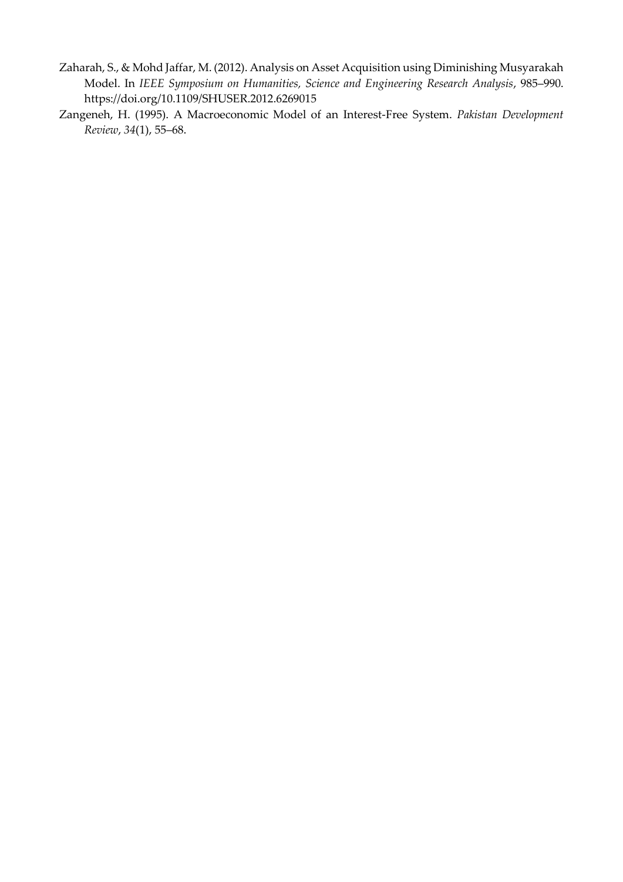Zaharah, S., & Mohd Jaffar, M. (2012). Analysis on Asset Acquisition using Diminishing Musyarakah Model. In *IEEE Symposium on Humanities, Science and Engineering Research Analysis*, 985–990. https://doi.org/10.1109/SHUSER.2012.6269015

Zangeneh, H. (1995). A Macroeconomic Model of an Interest-Free System. *Pakistan Development Review*, *34*(1), 55–68.